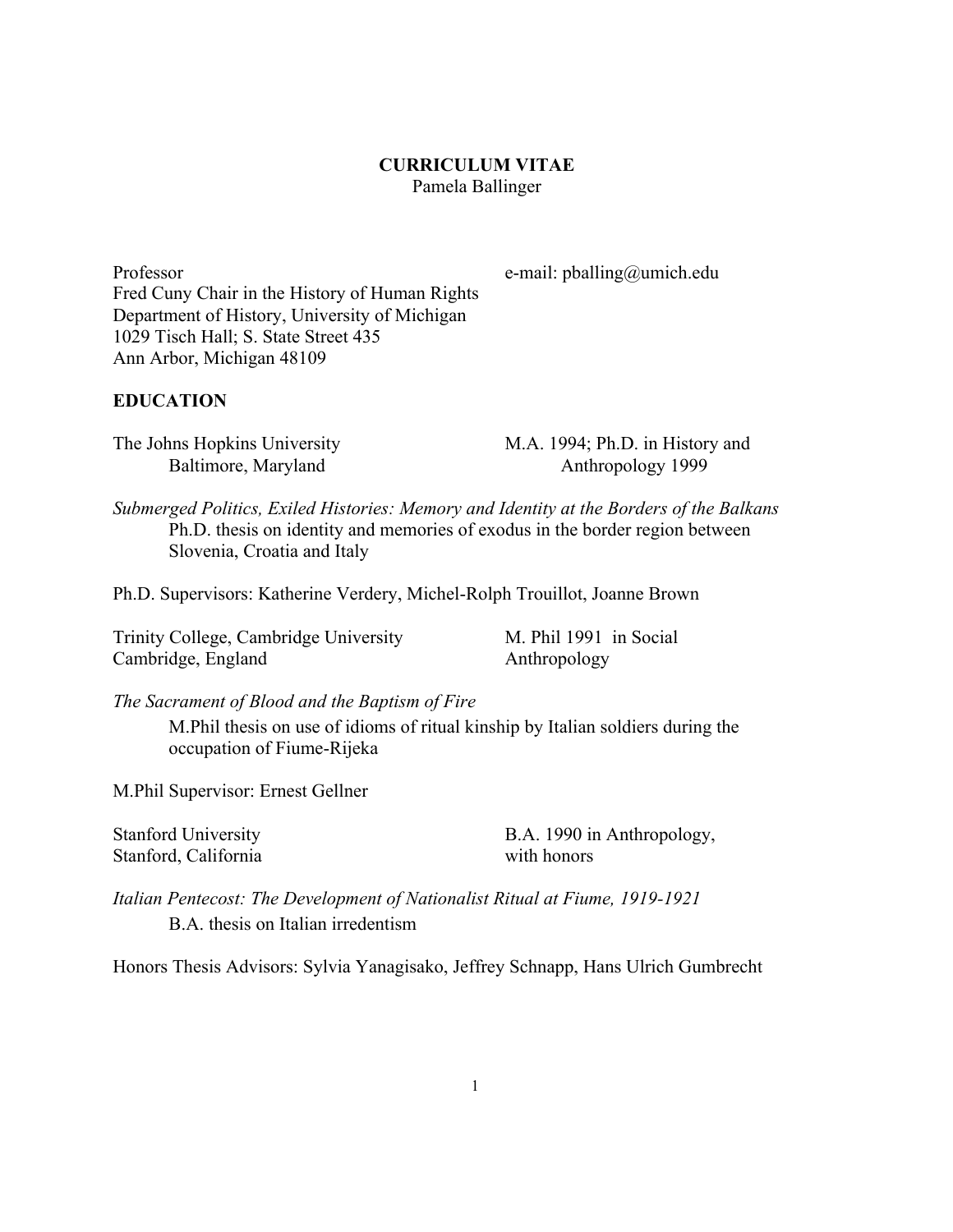# CURRICULUM VITAE

Pamela Ballinger

Professor
Fred Cuny Chair in the History of Human Rights
Department of History, University of Michigan
1029 Tisch Hall; S. State Street 435
Ann Arbor, Michigan 48109

e-mail: pballing@umich.edu

## EDUCATION

The Johns Hopkins University
Baltimore, Maryland
M.A. 1994; Ph.D. in History and Anthropology 1999

*Submerged Politics, Exiled Histories: Memory and Identity at the Borders of the Balkans*
Ph.D. thesis on identity and memories of exodus in the border region between Slovenia, Croatia and Italy

Ph.D. Supervisors: Katherine Verdery, Michel-Rolph Trouillot, Joanne Brown

Trinity College, Cambridge University
Cambridge, England
M. Phil 1991 in Social Anthropology

*The Sacrament of Blood and the Baptism of Fire*
M.Phil thesis on use of idioms of ritual kinship by Italian soldiers during the occupation of Fiume-Rijeka

M.Phil Supervisor: Ernest Gellner

Stanford University
Stanford, California
B.A. 1990 in Anthropology, with honors

*Italian Pentecost: The Development of Nationalist Ritual at Fiume, 1919-1921*
B.A. thesis on Italian irredentism

Honors Thesis Advisors: Sylvia Yanagisako, Jeffrey Schnapp, Hans Ulrich Gumbrecht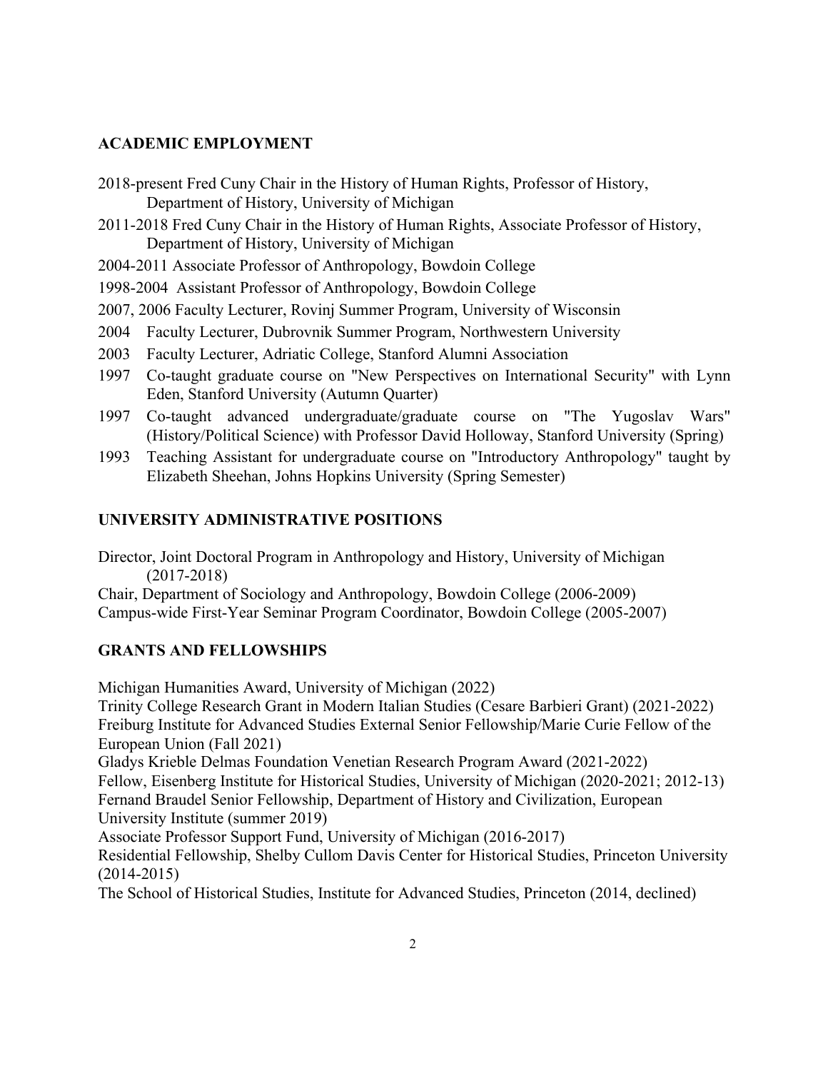## ACADEMIC EMPLOYMENT

2018-present Fred Cuny Chair in the History of Human Rights, Professor of History, Department of History, University of Michigan

2011-2018 Fred Cuny Chair in the History of Human Rights, Associate Professor of History, Department of History, University of Michigan

2004-2011 Associate Professor of Anthropology, Bowdoin College

1998-2004 Assistant Professor of Anthropology, Bowdoin College

2007, 2006 Faculty Lecturer, Rovinj Summer Program, University of Wisconsin

2004 Faculty Lecturer, Dubrovnik Summer Program, Northwestern University

2003 Faculty Lecturer, Adriatic College, Stanford Alumni Association

1997 Co-taught graduate course on "New Perspectives on International Security" with Lynn Eden, Stanford University (Autumn Quarter)

1997 Co-taught advanced undergraduate/graduate course on "The Yugoslav Wars" (History/Political Science) with Professor David Holloway, Stanford University (Spring)

1993 Teaching Assistant for undergraduate course on "Introductory Anthropology" taught by Elizabeth Sheehan, Johns Hopkins University (Spring Semester)

## UNIVERSITY ADMINISTRATIVE POSITIONS

Director, Joint Doctoral Program in Anthropology and History, University of Michigan (2017-2018)

Chair, Department of Sociology and Anthropology, Bowdoin College (2006-2009)

Campus-wide First-Year Seminar Program Coordinator, Bowdoin College (2005-2007)

## GRANTS AND FELLOWSHIPS

Michigan Humanities Award, University of Michigan (2022)

Trinity College Research Grant in Modern Italian Studies (Cesare Barbieri Grant) (2021-2022)

Freiburg Institute for Advanced Studies External Senior Fellowship/Marie Curie Fellow of the European Union (Fall 2021)

Gladys Krieble Delmas Foundation Venetian Research Program Award (2021-2022)

Fellow, Eisenberg Institute for Historical Studies, University of Michigan (2020-2021; 2012-13)

Fernand Braudel Senior Fellowship, Department of History and Civilization, European University Institute (summer 2019)

Associate Professor Support Fund, University of Michigan (2016-2017)

Residential Fellowship, Shelby Cullom Davis Center for Historical Studies, Princeton University (2014-2015)

The School of Historical Studies, Institute for Advanced Studies, Princeton (2014, declined)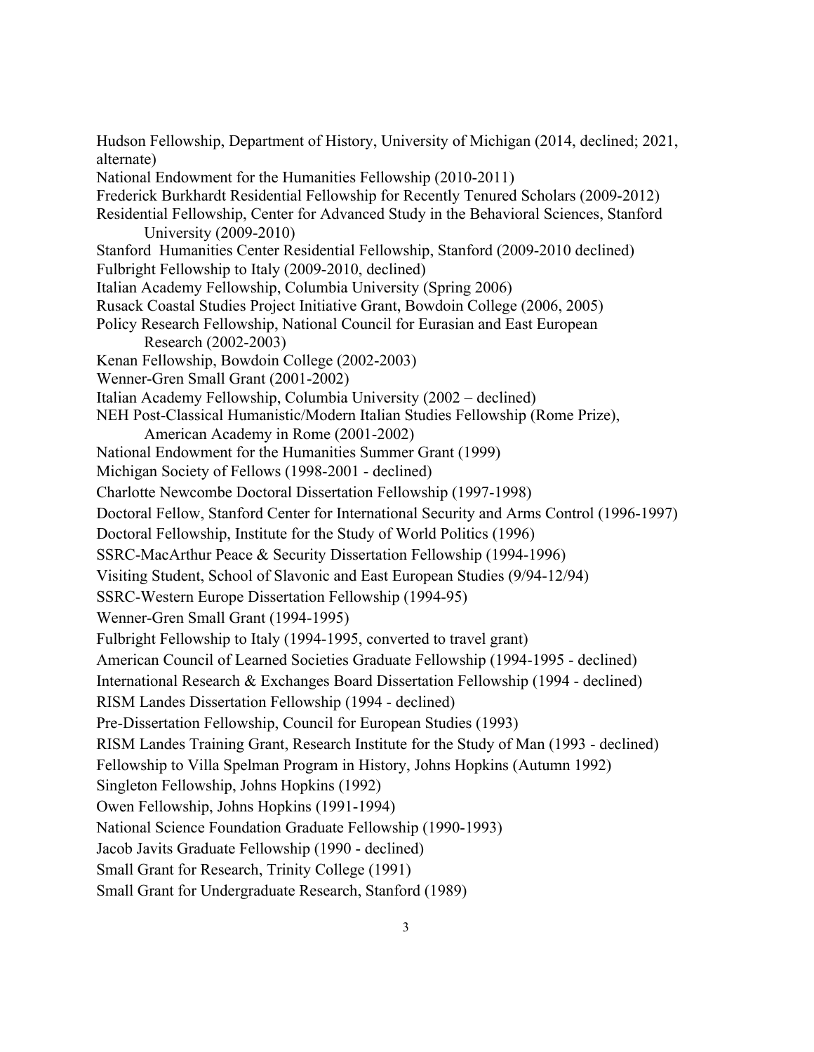Hudson Fellowship, Department of History, University of Michigan (2014, declined; 2021, alternate)

National Endowment for the Humanities Fellowship (2010-2011)

Frederick Burkhardt Residential Fellowship for Recently Tenured Scholars (2009-2012)

Residential Fellowship, Center for Advanced Study in the Behavioral Sciences, Stanford University (2009-2010)

Stanford  Humanities Center Residential Fellowship, Stanford (2009-2010 declined)

Fulbright Fellowship to Italy (2009-2010, declined)

Italian Academy Fellowship, Columbia University (Spring 2006)

Rusack Coastal Studies Project Initiative Grant, Bowdoin College (2006, 2005)

Policy Research Fellowship, National Council for Eurasian and East European Research (2002-2003)

Kenan Fellowship, Bowdoin College (2002-2003)

Wenner-Gren Small Grant (2001-2002)

Italian Academy Fellowship, Columbia University (2002 – declined)

NEH Post-Classical Humanistic/Modern Italian Studies Fellowship (Rome Prize), American Academy in Rome (2001-2002)

National Endowment for the Humanities Summer Grant (1999)

Michigan Society of Fellows (1998-2001 - declined)

Charlotte Newcombe Doctoral Dissertation Fellowship (1997-1998)

Doctoral Fellow, Stanford Center for International Security and Arms Control (1996-1997)

Doctoral Fellowship, Institute for the Study of World Politics (1996)

SSRC-MacArthur Peace & Security Dissertation Fellowship (1994-1996)

Visiting Student, School of Slavonic and East European Studies (9/94-12/94)

SSRC-Western Europe Dissertation Fellowship (1994-95)

Wenner-Gren Small Grant (1994-1995)

Fulbright Fellowship to Italy (1994-1995, converted to travel grant)

American Council of Learned Societies Graduate Fellowship (1994-1995 - declined)

International Research & Exchanges Board Dissertation Fellowship (1994 - declined)

RISM Landes Dissertation Fellowship (1994 - declined)

Pre-Dissertation Fellowship, Council for European Studies (1993)

RISM Landes Training Grant, Research Institute for the Study of Man (1993 - declined)

Fellowship to Villa Spelman Program in History, Johns Hopkins (Autumn 1992)

Singleton Fellowship, Johns Hopkins (1992)

Owen Fellowship, Johns Hopkins (1991-1994)

National Science Foundation Graduate Fellowship (1990-1993)

Jacob Javits Graduate Fellowship (1990 - declined)

Small Grant for Research, Trinity College (1991)

Small Grant for Undergraduate Research, Stanford (1989)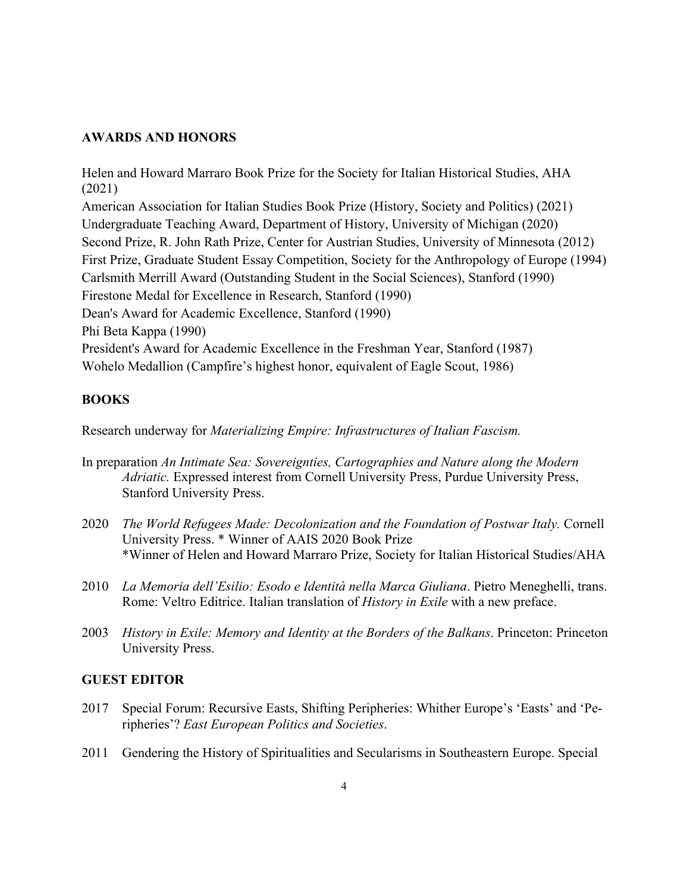## AWARDS AND HONORS

Helen and Howard Marraro Book Prize for the Society for Italian Historical Studies, AHA (2021)
American Association for Italian Studies Book Prize (History, Society and Politics) (2021)
Undergraduate Teaching Award, Department of History, University of Michigan (2020)
Second Prize, R. John Rath Prize, Center for Austrian Studies, University of Minnesota (2012)
First Prize, Graduate Student Essay Competition, Society for the Anthropology of Europe (1994)
Carlsmith Merrill Award (Outstanding Student in the Social Sciences), Stanford (1990)
Firestone Medal for Excellence in Research, Stanford (1990)
Dean's Award for Academic Excellence, Stanford (1990)
Phi Beta Kappa (1990)
President's Award for Academic Excellence in the Freshman Year, Stanford (1987)
Wohelo Medallion (Campfire's highest honor, equivalent of Eagle Scout, 1986)

## BOOKS

Research underway for *Materializing Empire: Infrastructures of Italian Fascism.*

In preparation *An Intimate Sea: Sovereignties, Cartographies and Nature along the Modern Adriatic.* Expressed interest from Cornell University Press, Purdue University Press, Stanford University Press.

2020 *The World Refugees Made: Decolonization and the Foundation of Postwar Italy.* Cornell University Press. * Winner of AAIS 2020 Book Prize
*Winner of Helen and Howard Marraro Prize, Society for Italian Historical Studies/AHA

2010 *La Memoria dell'Esilio: Esodo e Identità nella Marca Giuliana*. Pietro Meneghelli, trans. Rome: Veltro Editrice. Italian translation of *History in Exile* with a new preface.

2003 *History in Exile: Memory and Identity at the Borders of the Balkans*. Princeton: Princeton University Press.

## GUEST EDITOR

2017 Special Forum: Recursive Easts, Shifting Peripheries: Whither Europe's 'Easts' and 'Peripheries'? *East European Politics and Societies*.

2011 Gendering the History of Spiritualities and Secularisms in Southeastern Europe. Special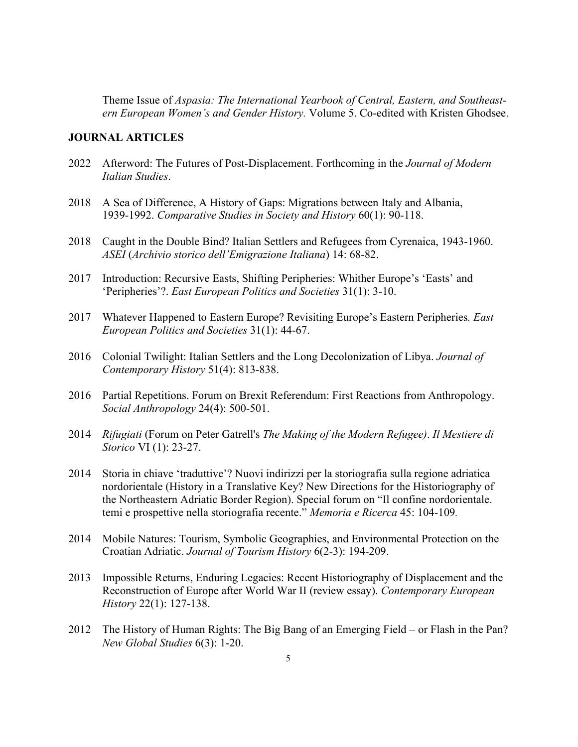Theme Issue of *Aspasia: The International Yearbook of Central, Eastern, and Southeastern European Women's and Gender History*. Volume 5. Co-edited with Kristen Ghodsee.

## JOURNAL ARTICLES

2022 Afterword: The Futures of Post-Displacement. Forthcoming in the *Journal of Modern Italian Studies*.

2018 A Sea of Difference, A History of Gaps: Migrations between Italy and Albania, 1939-1992. *Comparative Studies in Society and History* 60(1): 90-118.

2018 Caught in the Double Bind? Italian Settlers and Refugees from Cyrenaica, 1943-1960. *ASEI* (*Archivio storico dell'Emigrazione Italiana*) 14: 68-82.

2017 Introduction: Recursive Easts, Shifting Peripheries: Whither Europe's 'Easts' and 'Peripheries'?. *East European Politics and Societies* 31(1): 3-10.

2017 Whatever Happened to Eastern Europe? Revisiting Europe's Eastern Peripheries*. East European Politics and Societies* 31(1): 44-67.

2016 Colonial Twilight: Italian Settlers and the Long Decolonization of Libya. *Journal of Contemporary History* 51(4): 813-838.

2016 Partial Repetitions. Forum on Brexit Referendum: First Reactions from Anthropology. *Social Anthropology* 24(4): 500-501.

2014 *Rifugiati* (Forum on Peter Gatrell's *The Making of the Modern Refugee)*. *Il Mestiere di Storico* VI (1): 23-27.

2014 Storia in chiave 'traduttive'? Nuovi indirizzi per la storiografia sulla regione adriatica nordorientale (History in a Translative Key? New Directions for the Historiography of the Northeastern Adriatic Border Region). Special forum on "Il confine nordorientale. temi e prospettive nella storiografia recente." *Memoria e Ricerca* 45: 104-109.

2014 Mobile Natures: Tourism, Symbolic Geographies, and Environmental Protection on the Croatian Adriatic. *Journal of Tourism History* 6(2-3): 194-209.

2013 Impossible Returns, Enduring Legacies: Recent Historiography of Displacement and the Reconstruction of Europe after World War II (review essay). *Contemporary European History* 22(1): 127-138.

2012 The History of Human Rights: The Big Bang of an Emerging Field – or Flash in the Pan? *New Global Studies* 6(3): 1-20.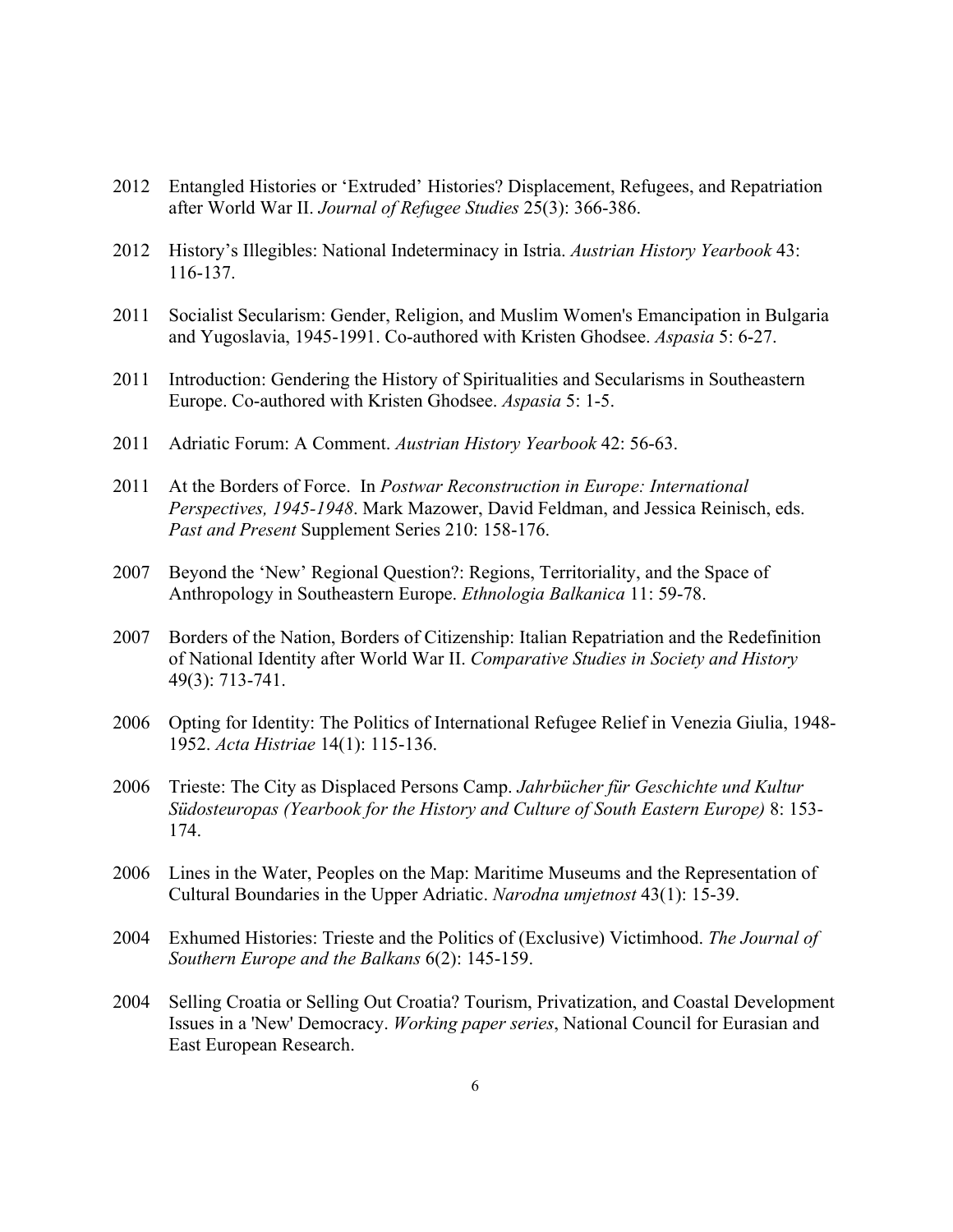2012 Entangled Histories or 'Extruded' Histories? Displacement, Refugees, and Repatriation after World War II. *Journal of Refugee Studies* 25(3): 366-386.

2012 History's Illegibles: National Indeterminacy in Istria. *Austrian History Yearbook* 43: 116-137.

2011 Socialist Secularism: Gender, Religion, and Muslim Women's Emancipation in Bulgaria and Yugoslavia, 1945-1991. Co-authored with Kristen Ghodsee. *Aspasia* 5: 6-27.

2011 Introduction: Gendering the History of Spiritualities and Secularisms in Southeastern Europe. Co-authored with Kristen Ghodsee. *Aspasia* 5: 1-5.

2011 Adriatic Forum: A Comment. *Austrian History Yearbook* 42: 56-63.

2011 At the Borders of Force. In *Postwar Reconstruction in Europe: International Perspectives, 1945-1948*. Mark Mazower, David Feldman, and Jessica Reinisch, eds. *Past and Present* Supplement Series 210: 158-176.

2007 Beyond the 'New' Regional Question?: Regions, Territoriality, and the Space of Anthropology in Southeastern Europe. *Ethnologia Balkanica* 11: 59-78.

2007 Borders of the Nation, Borders of Citizenship: Italian Repatriation and the Redefinition of National Identity after World War II. *Comparative Studies in Society and History* 49(3): 713-741.

2006 Opting for Identity: The Politics of International Refugee Relief in Venezia Giulia, 1948-1952. *Acta Histriae* 14(1): 115-136.

2006 Trieste: The City as Displaced Persons Camp. *Jahrbücher für Geschichte und Kultur Südosteuropas (Yearbook for the History and Culture of South Eastern Europe)* 8: 153-174.

2006 Lines in the Water, Peoples on the Map: Maritime Museums and the Representation of Cultural Boundaries in the Upper Adriatic. *Narodna umjetnost* 43(1): 15-39.

2004 Exhumed Histories: Trieste and the Politics of (Exclusive) Victimhood. *The Journal of Southern Europe and the Balkans* 6(2): 145-159.

2004 Selling Croatia or Selling Out Croatia? Tourism, Privatization, and Coastal Development Issues in a 'New' Democracy. *Working paper series*, National Council for Eurasian and East European Research.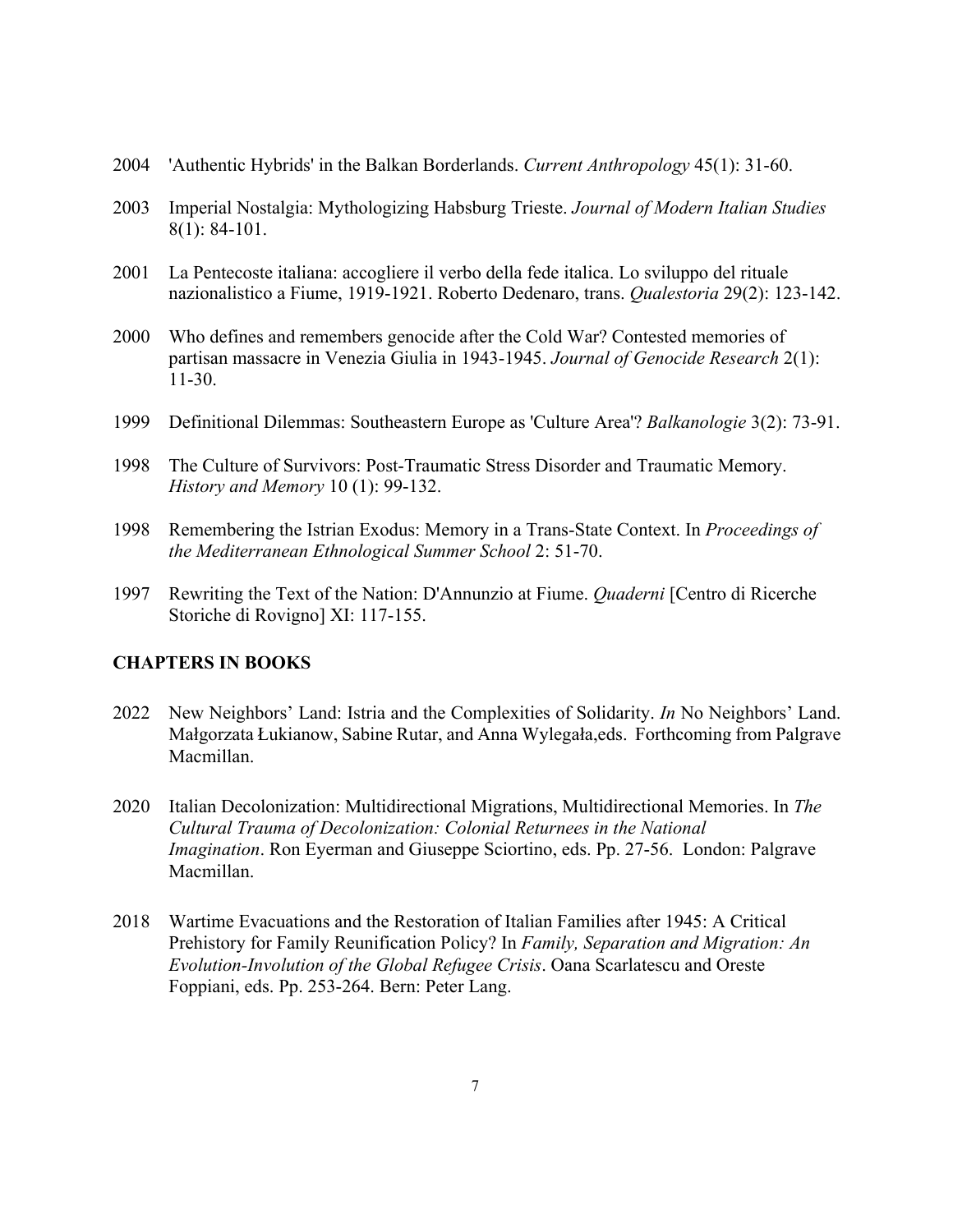2004 'Authentic Hybrids' in the Balkan Borderlands. *Current Anthropology* 45(1): 31-60.

2003 Imperial Nostalgia: Mythologizing Habsburg Trieste. *Journal of Modern Italian Studies* 8(1): 84-101.

2001 La Pentecoste italiana: accogliere il verbo della fede italica. Lo sviluppo del rituale nazionalistico a Fiume, 1919-1921. Roberto Dedenaro, trans. *Qualestoria* 29(2): 123-142.

2000 Who defines and remembers genocide after the Cold War? Contested memories of partisan massacre in Venezia Giulia in 1943-1945. *Journal of Genocide Research* 2(1): 11-30.

1999 Definitional Dilemmas: Southeastern Europe as 'Culture Area'? *Balkanologie* 3(2): 73-91.

1998 The Culture of Survivors: Post-Traumatic Stress Disorder and Traumatic Memory. *History and Memory* 10 (1): 99-132.

1998 Remembering the Istrian Exodus: Memory in a Trans-State Context. In *Proceedings of the Mediterranean Ethnological Summer School* 2: 51-70.

1997 Rewriting the Text of the Nation: D'Annunzio at Fiume. *Quaderni* [Centro di Ricerche Storiche di Rovigno] XI: 117-155.

**CHAPTERS IN BOOKS**

2022 New Neighbors' Land: Istria and the Complexities of Solidarity. *In* No Neighbors' Land. Małgorzata Łukianow, Sabine Rutar, and Anna Wylegała,eds. Forthcoming from Palgrave Macmillan.

2020 Italian Decolonization: Multidirectional Migrations, Multidirectional Memories. In *The Cultural Trauma of Decolonization: Colonial Returnees in the National Imagination*. Ron Eyerman and Giuseppe Sciortino, eds. Pp. 27-56. London: Palgrave Macmillan.

2018 Wartime Evacuations and the Restoration of Italian Families after 1945: A Critical Prehistory for Family Reunification Policy? In *Family, Separation and Migration: An Evolution-Involution of the Global Refugee Crisis*. Oana Scarlatescu and Oreste Foppiani, eds. Pp. 253-264. Bern: Peter Lang.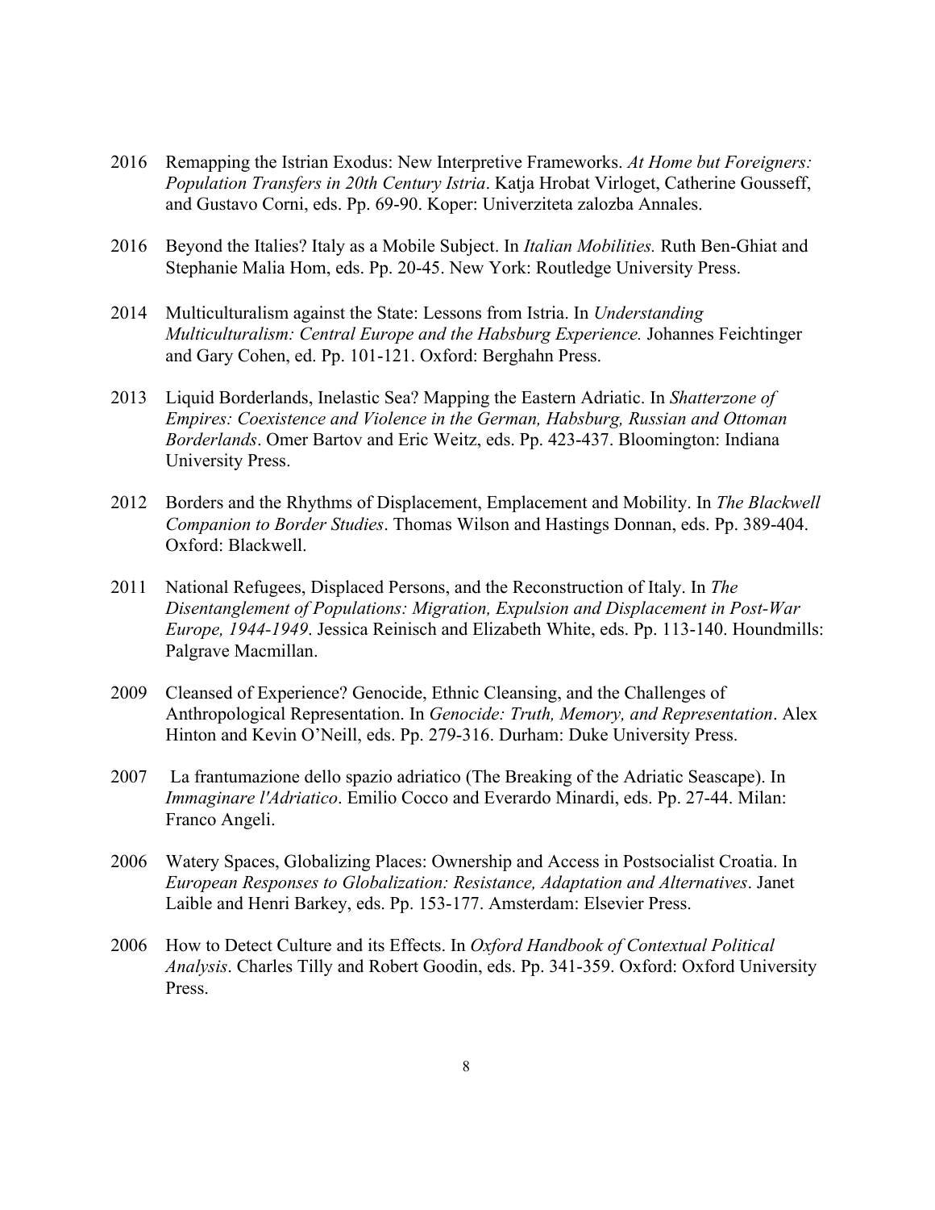2016 Remapping the Istrian Exodus: New Interpretive Frameworks. *At Home but Foreigners: Population Transfers in 20th Century Istria*. Katja Hrobat Virloget, Catherine Gousseff, and Gustavo Corni, eds. Pp. 69-90. Koper: Univerziteta zalozba Annales.

2016 Beyond the Italies? Italy as a Mobile Subject. In *Italian Mobilities.* Ruth Ben-Ghiat and Stephanie Malia Hom, eds. Pp. 20-45. New York: Routledge University Press.

2014 Multiculturalism against the State: Lessons from Istria. In *Understanding Multiculturalism: Central Europe and the Habsburg Experience.* Johannes Feichtinger and Gary Cohen, ed. Pp. 101-121. Oxford: Berghahn Press.

2013 Liquid Borderlands, Inelastic Sea? Mapping the Eastern Adriatic. In *Shatterzone of Empires: Coexistence and Violence in the German, Habsburg, Russian and Ottoman Borderlands*. Omer Bartov and Eric Weitz, eds. Pp. 423-437. Bloomington: Indiana University Press.

2012 Borders and the Rhythms of Displacement, Emplacement and Mobility. In *The Blackwell Companion to Border Studies*. Thomas Wilson and Hastings Donnan, eds. Pp. 389-404. Oxford: Blackwell.

2011 National Refugees, Displaced Persons, and the Reconstruction of Italy. In *The Disentanglement of Populations: Migration, Expulsion and Displacement in Post-War Europe, 1944-1949*. Jessica Reinisch and Elizabeth White, eds. Pp. 113-140. Houndmills: Palgrave Macmillan.

2009 Cleansed of Experience? Genocide, Ethnic Cleansing, and the Challenges of Anthropological Representation. In *Genocide: Truth, Memory, and Representation*. Alex Hinton and Kevin O'Neill, eds. Pp. 279-316. Durham: Duke University Press.

2007 La frantumazione dello spazio adriatico (The Breaking of the Adriatic Seascape). In *Immaginare l'Adriatico*. Emilio Cocco and Everardo Minardi, eds. Pp. 27-44. Milan: Franco Angeli.

2006 Watery Spaces, Globalizing Places: Ownership and Access in Postsocialist Croatia. In *European Responses to Globalization: Resistance, Adaptation and Alternatives*. Janet Laible and Henri Barkey, eds. Pp. 153-177. Amsterdam: Elsevier Press.

2006 How to Detect Culture and its Effects. In *Oxford Handbook of Contextual Political Analysis*. Charles Tilly and Robert Goodin, eds. Pp. 341-359. Oxford: Oxford University Press.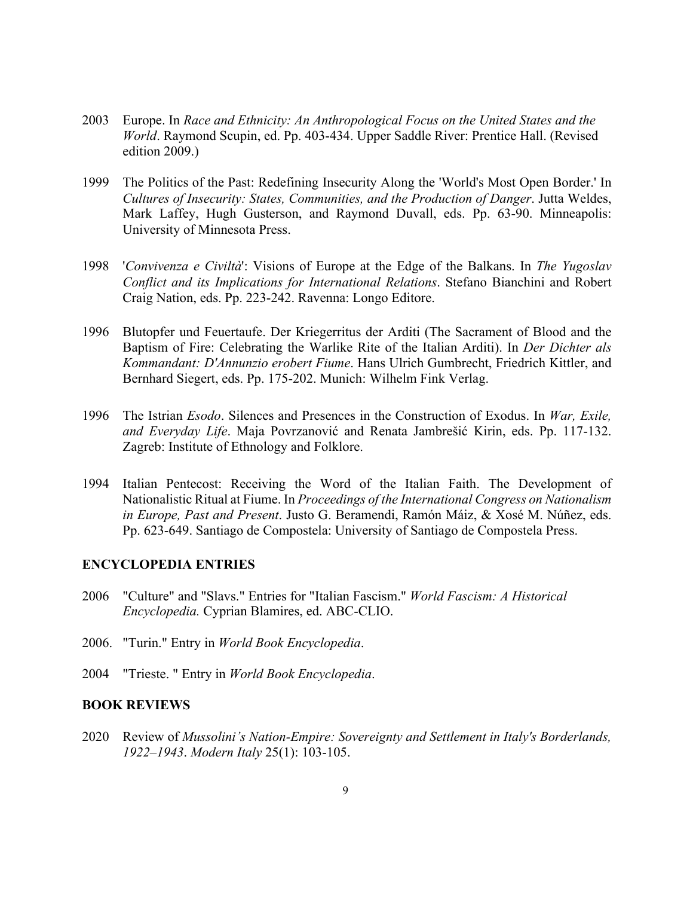2003 Europe. In *Race and Ethnicity: An Anthropological Focus on the United States and the World*. Raymond Scupin, ed. Pp. 403-434. Upper Saddle River: Prentice Hall. (Revised edition 2009.)

1999 The Politics of the Past: Redefining Insecurity Along the 'World's Most Open Border.' In *Cultures of Insecurity: States, Communities, and the Production of Danger*. Jutta Weldes, Mark Laffey, Hugh Gusterson, and Raymond Duvall, eds. Pp. 63-90. Minneapolis: University of Minnesota Press.

1998 '*Convivenza e Civiltà*': Visions of Europe at the Edge of the Balkans. In *The Yugoslav Conflict and its Implications for International Relations*. Stefano Bianchini and Robert Craig Nation, eds. Pp. 223-242. Ravenna: Longo Editore.

1996 Blutopfer und Feuertaufe. Der Kriegerritus der Arditi (The Sacrament of Blood and the Baptism of Fire: Celebrating the Warlike Rite of the Italian Arditi). In *Der Dichter als Kommandant: D'Annunzio erobert Fiume*. Hans Ulrich Gumbrecht, Friedrich Kittler, and Bernhard Siegert, eds. Pp. 175-202. Munich: Wilhelm Fink Verlag.

1996 The Istrian *Esodo*. Silences and Presences in the Construction of Exodus. In *War, Exile, and Everyday Life*. Maja Povrzanović and Renata Jambrešić Kirin, eds. Pp. 117-132. Zagreb: Institute of Ethnology and Folklore.

1994 Italian Pentecost: Receiving the Word of the Italian Faith. The Development of Nationalistic Ritual at Fiume. In *Proceedings of the International Congress on Nationalism in Europe, Past and Present*. Justo G. Beramendi, Ramón Máiz, & Xosé M. Núñez, eds. Pp. 623-649. Santiago de Compostela: University of Santiago de Compostela Press.

## ENCYCLOPEDIA ENTRIES

2006 "Culture" and "Slavs." Entries for "Italian Fascism." *World Fascism: A Historical Encyclopedia.* Cyprian Blamires, ed. ABC-CLIO.

2006. "Turin." Entry in *World Book Encyclopedia*.

2004 "Trieste. " Entry in *World Book Encyclopedia*.

## BOOK REVIEWS

2020 Review of *Mussolini's Nation-Empire: Sovereignty and Settlement in Italy's Borderlands, 1922–1943*. *Modern Italy* 25(1): 103-105.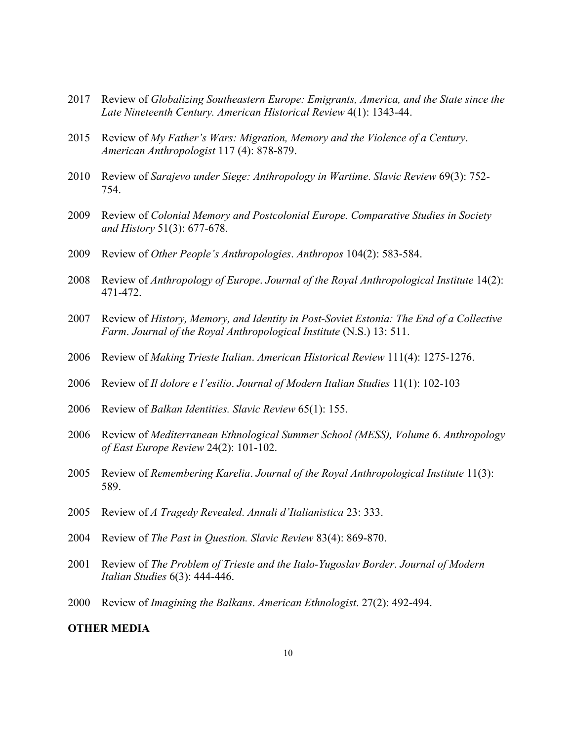2017 Review of *Globalizing Southeastern Europe: Emigrants, America, and the State since the Late Nineteenth Century. American Historical Review* 4(1): 1343-44.

2015 Review of *My Father's Wars: Migration, Memory and the Violence of a Century*. *American Anthropologist* 117 (4): 878-879.

2010 Review of *Sarajevo under Siege: Anthropology in Wartime*. *Slavic Review* 69(3): 752-754.

2009 Review of *Colonial Memory and Postcolonial Europe. Comparative Studies in Society and History* 51(3): 677-678.

2009 Review of *Other People's Anthropologies*. *Anthropos* 104(2): 583-584.

2008 Review of *Anthropology of Europe*. *Journal of the Royal Anthropological Institute* 14(2): 471-472.

2007 Review of *History, Memory, and Identity in Post-Soviet Estonia: The End of a Collective Farm*. *Journal of the Royal Anthropological Institute* (N.S.) 13: 511.

2006 Review of *Making Trieste Italian*. *American Historical Review* 111(4): 1275-1276.

2006 Review of *Il dolore e l'esilio*. *Journal of Modern Italian Studies* 11(1): 102-103

2006 Review of *Balkan Identities. Slavic Review* 65(1): 155.

2006 Review of *Mediterranean Ethnological Summer School (MESS), Volume 6*. *Anthropology of East Europe Review* 24(2): 101-102.

2005 Review of *Remembering Karelia*. *Journal of the Royal Anthropological Institute* 11(3): 589.

2005 Review of *A Tragedy Revealed*. *Annali d'Italianistica* 23: 333.

2004 Review of *The Past in Question. Slavic Review* 83(4): 869-870.

2001 Review of *The Problem of Trieste and the Italo-Yugoslav Border*. *Journal of Modern Italian Studies* 6(3): 444-446.

2000 Review of *Imagining the Balkans*. *American Ethnologist*. 27(2): 492-494.

**OTHER MEDIA**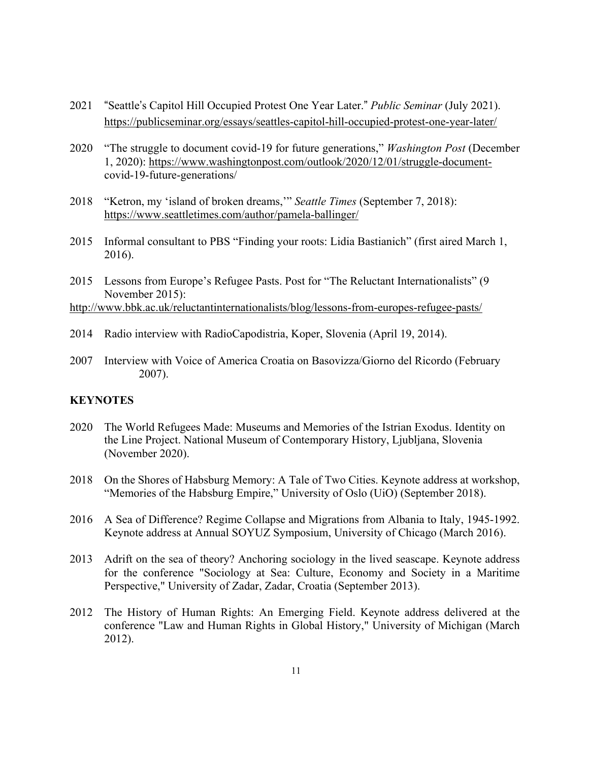2021 "Seattle's Capitol Hill Occupied Protest One Year Later." *Public Seminar* (July 2021). https://publicseminar.org/essays/seattles-capitol-hill-occupied-protest-one-year-later/

2020 "The struggle to document covid-19 for future generations," *Washington Post* (December 1, 2020): https://www.washingtonpost.com/outlook/2020/12/01/struggle-document-covid-19-future-generations/

2018 "Ketron, my 'island of broken dreams,'" *Seattle Times* (September 7, 2018): https://www.seattletimes.com/author/pamela-ballinger/

2015 Informal consultant to PBS "Finding your roots: Lidia Bastianich" (first aired March 1, 2016).

2015 Lessons from Europe's Refugee Pasts. Post for "The Reluctant Internationalists" (9 November 2015): http://www.bbk.ac.uk/reluctantinternationalists/blog/lessons-from-europes-refugee-pasts/

2014 Radio interview with RadioCapodistria, Koper, Slovenia (April 19, 2014).

2007 Interview with Voice of America Croatia on Basovizza/Giorno del Ricordo (February 2007).

**KEYNOTES**

2020 The World Refugees Made: Museums and Memories of the Istrian Exodus. Identity on the Line Project. National Museum of Contemporary History, Ljubljana, Slovenia (November 2020).

2018 On the Shores of Habsburg Memory: A Tale of Two Cities. Keynote address at workshop, "Memories of the Habsburg Empire," University of Oslo (UiO) (September 2018).

2016 A Sea of Difference? Regime Collapse and Migrations from Albania to Italy, 1945-1992. Keynote address at Annual SOYUZ Symposium, University of Chicago (March 2016).

2013 Adrift on the sea of theory? Anchoring sociology in the lived seascape. Keynote address for the conference "Sociology at Sea: Culture, Economy and Society in a Maritime Perspective," University of Zadar, Zadar, Croatia (September 2013).

2012 The History of Human Rights: An Emerging Field. Keynote address delivered at the conference "Law and Human Rights in Global History," University of Michigan (March 2012).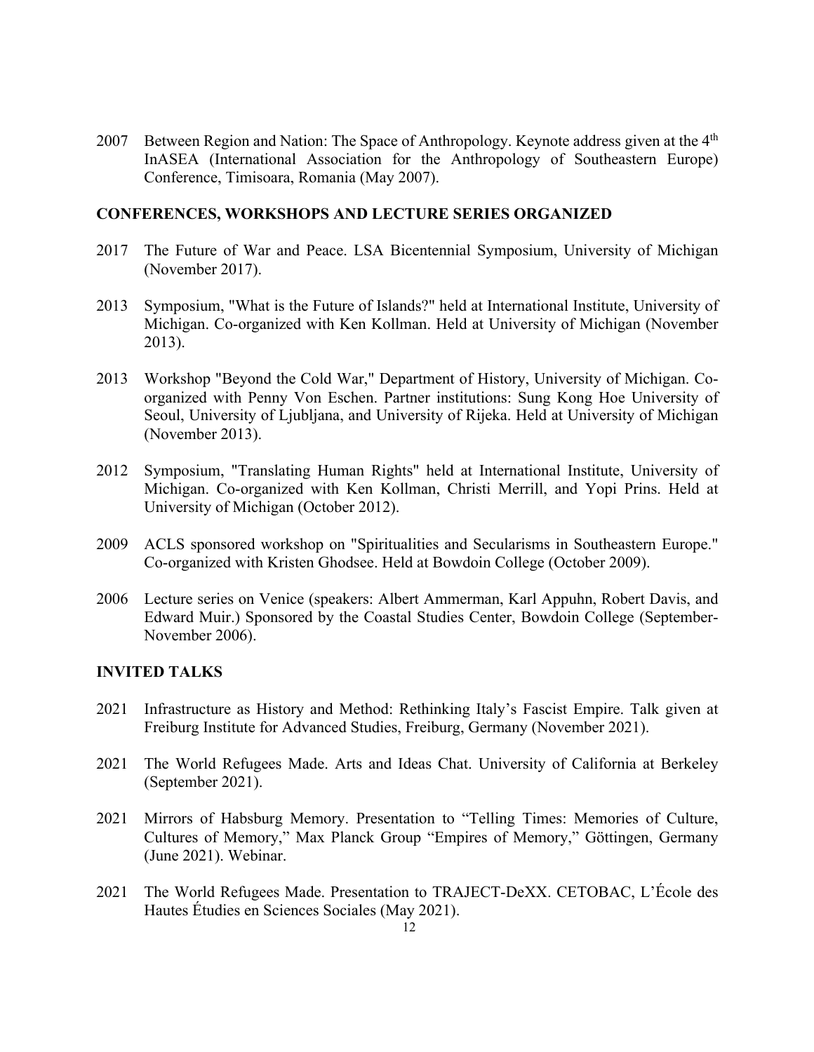2007 Between Region and Nation: The Space of Anthropology. Keynote address given at the 4th InASEA (International Association for the Anthropology of Southeastern Europe) Conference, Timisoara, Romania (May 2007).

## CONFERENCES, WORKSHOPS AND LECTURE SERIES ORGANIZED

2017 The Future of War and Peace. LSA Bicentennial Symposium, University of Michigan (November 2017).

2013 Symposium, "What is the Future of Islands?" held at International Institute, University of Michigan. Co-organized with Ken Kollman. Held at University of Michigan (November 2013).

2013 Workshop "Beyond the Cold War," Department of History, University of Michigan. Co-organized with Penny Von Eschen. Partner institutions: Sung Kong Hoe University of Seoul, University of Ljubljana, and University of Rijeka. Held at University of Michigan (November 2013).

2012 Symposium, "Translating Human Rights" held at International Institute, University of Michigan. Co-organized with Ken Kollman, Christi Merrill, and Yopi Prins. Held at University of Michigan (October 2012).

2009 ACLS sponsored workshop on "Spiritualities and Secularisms in Southeastern Europe." Co-organized with Kristen Ghodsee. Held at Bowdoin College (October 2009).

2006 Lecture series on Venice (speakers: Albert Ammerman, Karl Appuhn, Robert Davis, and Edward Muir.) Sponsored by the Coastal Studies Center, Bowdoin College (September-November 2006).

## INVITED TALKS

2021 Infrastructure as History and Method: Rethinking Italy's Fascist Empire. Talk given at Freiburg Institute for Advanced Studies, Freiburg, Germany (November 2021).

2021 The World Refugees Made. Arts and Ideas Chat. University of California at Berkeley (September 2021).

2021 Mirrors of Habsburg Memory. Presentation to "Telling Times: Memories of Culture, Cultures of Memory," Max Planck Group "Empires of Memory," Göttingen, Germany (June 2021). Webinar.

2021 The World Refugees Made. Presentation to TRAJECT-DeXX. CETOBAC, L'École des Hautes Études en Sciences Sociales (May 2021).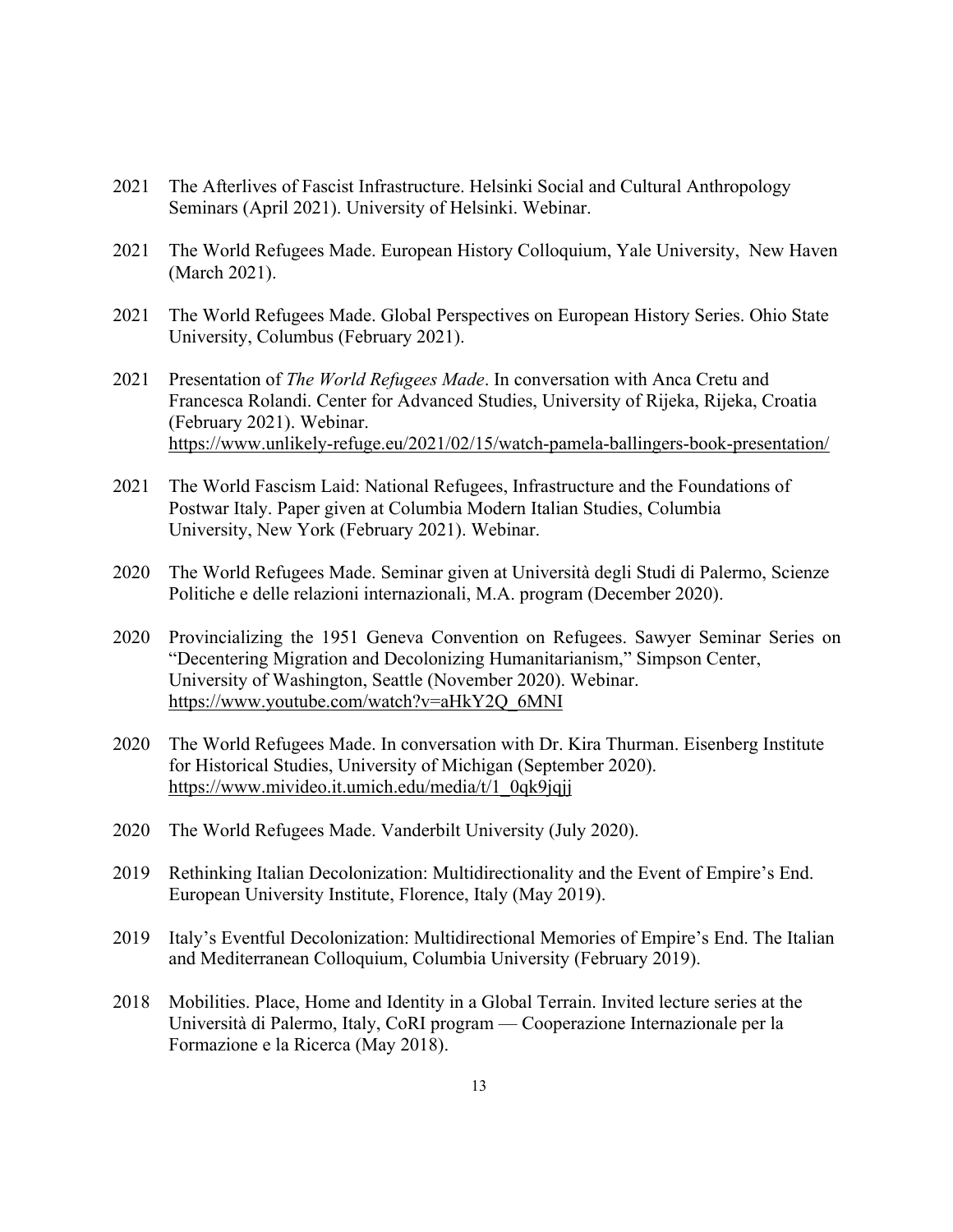2021 The Afterlives of Fascist Infrastructure. Helsinki Social and Cultural Anthropology Seminars (April 2021). University of Helsinki. Webinar.

2021 The World Refugees Made. European History Colloquium, Yale University, New Haven (March 2021).

2021 The World Refugees Made. Global Perspectives on European History Series. Ohio State University, Columbus (February 2021).

2021 Presentation of *The World Refugees Made*. In conversation with Anca Cretu and Francesca Rolandi. Center for Advanced Studies, University of Rijeka, Rijeka, Croatia (February 2021). Webinar. https://www.unlikely-refuge.eu/2021/02/15/watch-pamela-ballingers-book-presentation/

2021 The World Fascism Laid: National Refugees, Infrastructure and the Foundations of Postwar Italy. Paper given at Columbia Modern Italian Studies, Columbia University, New York (February 2021). Webinar.

2020 The World Refugees Made. Seminar given at Università degli Studi di Palermo, Scienze Politiche e delle relazioni internazionali, M.A. program (December 2020).

2020 Provincializing the 1951 Geneva Convention on Refugees. Sawyer Seminar Series on "Decentering Migration and Decolonizing Humanitarianism," Simpson Center, University of Washington, Seattle (November 2020). Webinar. https://www.youtube.com/watch?v=aHkY2Q_6MNI

2020 The World Refugees Made. In conversation with Dr. Kira Thurman. Eisenberg Institute for Historical Studies, University of Michigan (September 2020). https://www.mivideo.it.umich.edu/media/t/1_0qk9jqjj

2020 The World Refugees Made. Vanderbilt University (July 2020).

2019 Rethinking Italian Decolonization: Multidirectionality and the Event of Empire's End. European University Institute, Florence, Italy (May 2019).

2019 Italy's Eventful Decolonization: Multidirectional Memories of Empire's End. The Italian and Mediterranean Colloquium, Columbia University (February 2019).

2018 Mobilities. Place, Home and Identity in a Global Terrain. Invited lecture series at the Università di Palermo, Italy, CoRI program — Cooperazione Internazionale per la Formazione e la Ricerca (May 2018).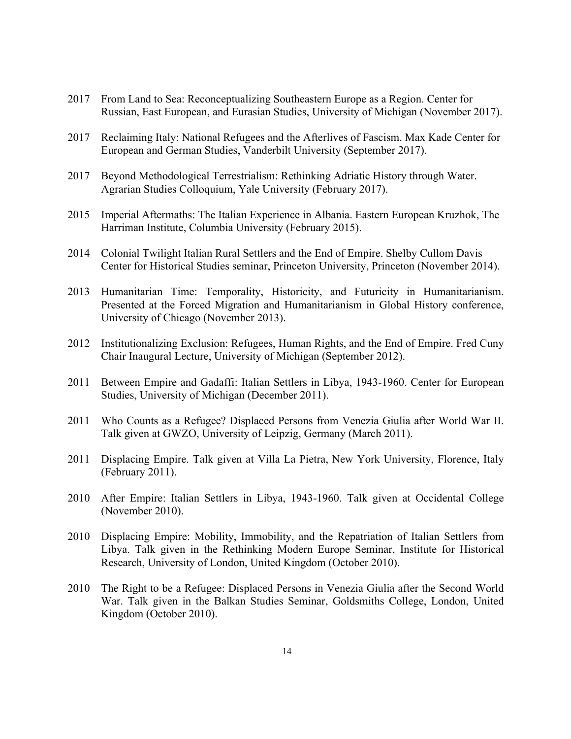2017 From Land to Sea: Reconceptualizing Southeastern Europe as a Region. Center for Russian, East European, and Eurasian Studies, University of Michigan (November 2017).

2017 Reclaiming Italy: National Refugees and the Afterlives of Fascism. Max Kade Center for European and German Studies, Vanderbilt University (September 2017).

2017 Beyond Methodological Terrestrialism: Rethinking Adriatic History through Water. Agrarian Studies Colloquium, Yale University (February 2017).

2015 Imperial Aftermaths: The Italian Experience in Albania. Eastern European Kruzhok, The Harriman Institute, Columbia University (February 2015).

2014 Colonial Twilight Italian Rural Settlers and the End of Empire. Shelby Cullom Davis Center for Historical Studies seminar, Princeton University, Princeton (November 2014).

2013 Humanitarian Time: Temporality, Historicity, and Futuricity in Humanitarianism. Presented at the Forced Migration and Humanitarianism in Global History conference, University of Chicago (November 2013).

2012 Institutionalizing Exclusion: Refugees, Human Rights, and the End of Empire. Fred Cuny Chair Inaugural Lecture, University of Michigan (September 2012).

2011 Between Empire and Gadaffi: Italian Settlers in Libya, 1943-1960. Center for European Studies, University of Michigan (December 2011).

2011 Who Counts as a Refugee? Displaced Persons from Venezia Giulia after World War II. Talk given at GWZO, University of Leipzig, Germany (March 2011).

2011 Displacing Empire. Talk given at Villa La Pietra, New York University, Florence, Italy (February 2011).

2010 After Empire: Italian Settlers in Libya, 1943-1960. Talk given at Occidental College (November 2010).

2010 Displacing Empire: Mobility, Immobility, and the Repatriation of Italian Settlers from Libya. Talk given in the Rethinking Modern Europe Seminar, Institute for Historical Research, University of London, United Kingdom (October 2010).

2010 The Right to be a Refugee: Displaced Persons in Venezia Giulia after the Second World War. Talk given in the Balkan Studies Seminar, Goldsmiths College, London, United Kingdom (October 2010).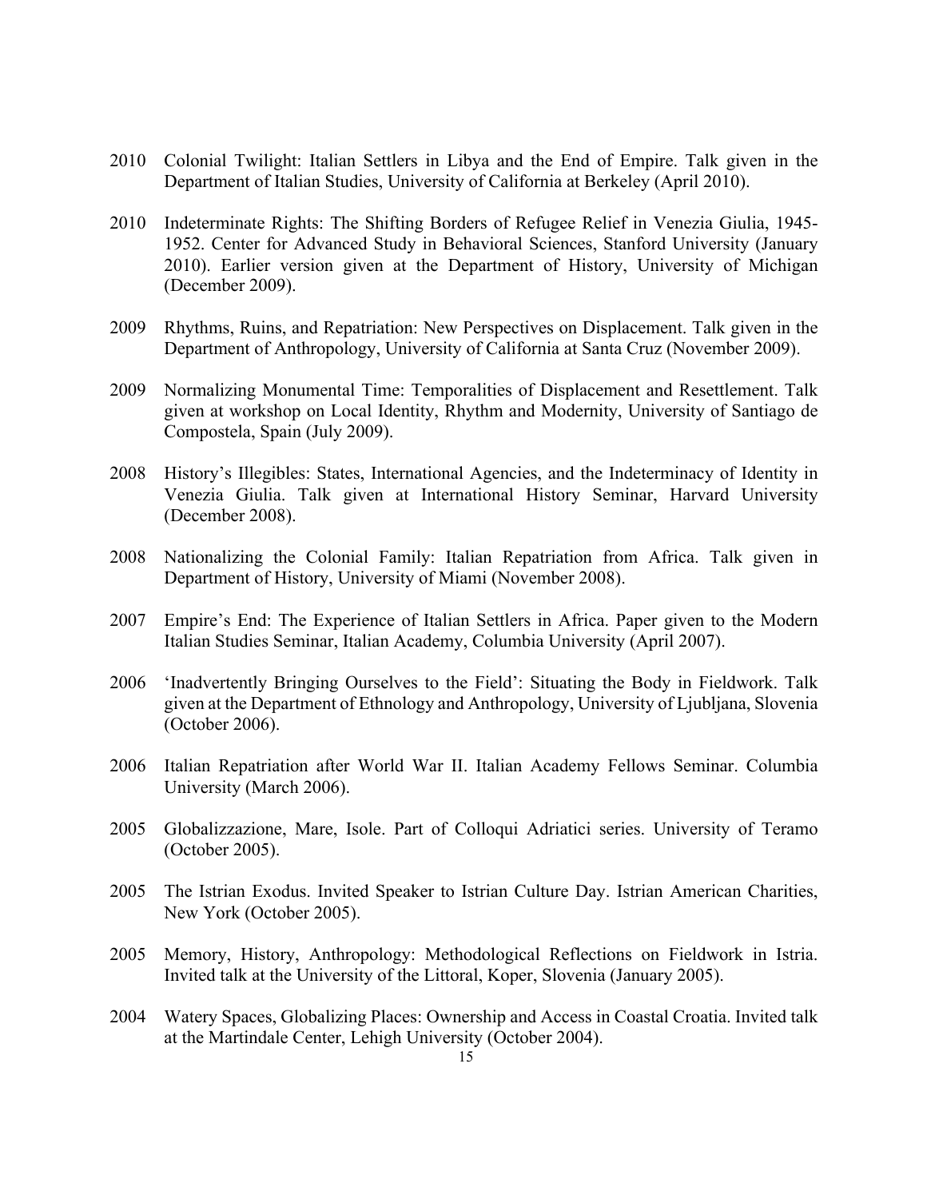2010 Colonial Twilight: Italian Settlers in Libya and the End of Empire. Talk given in the Department of Italian Studies, University of California at Berkeley (April 2010).

2010 Indeterminate Rights: The Shifting Borders of Refugee Relief in Venezia Giulia, 1945-1952. Center for Advanced Study in Behavioral Sciences, Stanford University (January 2010). Earlier version given at the Department of History, University of Michigan (December 2009).

2009 Rhythms, Ruins, and Repatriation: New Perspectives on Displacement. Talk given in the Department of Anthropology, University of California at Santa Cruz (November 2009).

2009 Normalizing Monumental Time: Temporalities of Displacement and Resettlement. Talk given at workshop on Local Identity, Rhythm and Modernity, University of Santiago de Compostela, Spain (July 2009).

2008 History's Illegibles: States, International Agencies, and the Indeterminacy of Identity in Venezia Giulia. Talk given at International History Seminar, Harvard University (December 2008).

2008 Nationalizing the Colonial Family: Italian Repatriation from Africa. Talk given in Department of History, University of Miami (November 2008).

2007 Empire's End: The Experience of Italian Settlers in Africa. Paper given to the Modern Italian Studies Seminar, Italian Academy, Columbia University (April 2007).

2006 'Inadvertently Bringing Ourselves to the Field': Situating the Body in Fieldwork. Talk given at the Department of Ethnology and Anthropology, University of Ljubljana, Slovenia (October 2006).

2006 Italian Repatriation after World War II. Italian Academy Fellows Seminar. Columbia University (March 2006).

2005 Globalizzazione, Mare, Isole. Part of Colloqui Adriatici series. University of Teramo (October 2005).

2005 The Istrian Exodus. Invited Speaker to Istrian Culture Day. Istrian American Charities, New York (October 2005).

2005 Memory, History, Anthropology: Methodological Reflections on Fieldwork in Istria. Invited talk at the University of the Littoral, Koper, Slovenia (January 2005).

2004 Watery Spaces, Globalizing Places: Ownership and Access in Coastal Croatia. Invited talk at the Martindale Center, Lehigh University (October 2004).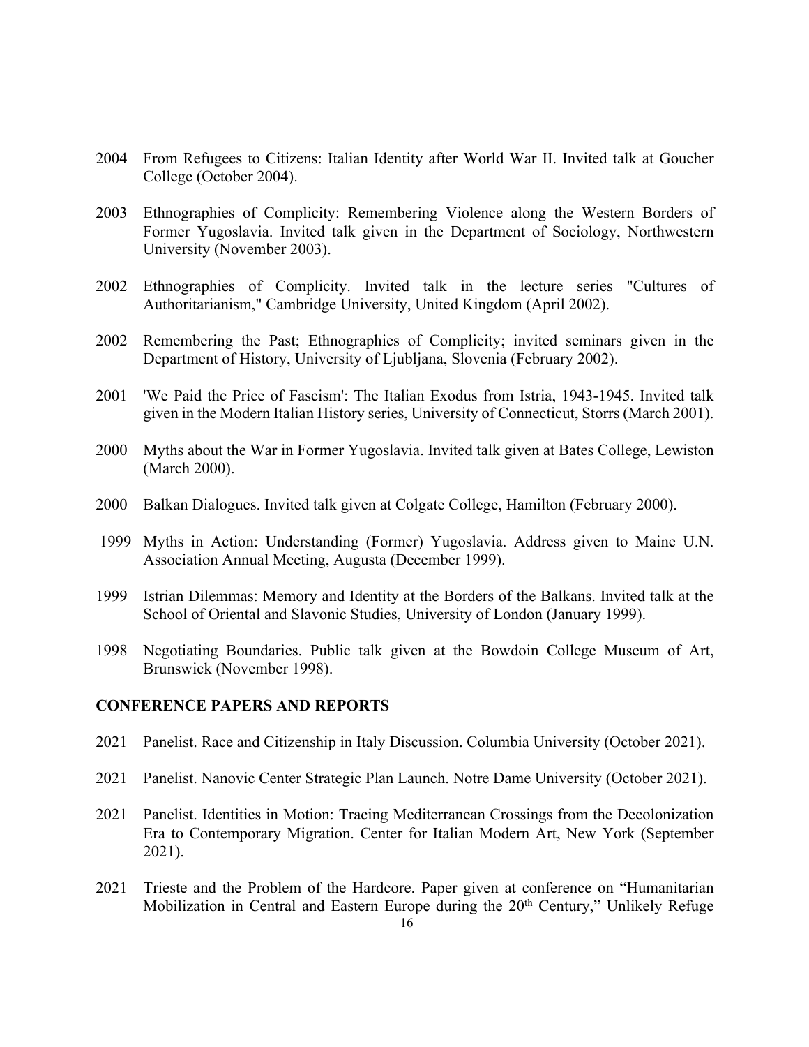2004 From Refugees to Citizens: Italian Identity after World War II. Invited talk at Goucher College (October 2004).

2003 Ethnographies of Complicity: Remembering Violence along the Western Borders of Former Yugoslavia. Invited talk given in the Department of Sociology, Northwestern University (November 2003).

2002 Ethnographies of Complicity. Invited talk in the lecture series "Cultures of Authoritarianism," Cambridge University, United Kingdom (April 2002).

2002 Remembering the Past; Ethnographies of Complicity; invited seminars given in the Department of History, University of Ljubljana, Slovenia (February 2002).

2001 'We Paid the Price of Fascism': The Italian Exodus from Istria, 1943-1945. Invited talk given in the Modern Italian History series, University of Connecticut, Storrs (March 2001).

2000 Myths about the War in Former Yugoslavia. Invited talk given at Bates College, Lewiston (March 2000).

2000 Balkan Dialogues. Invited talk given at Colgate College, Hamilton (February 2000).

1999 Myths in Action: Understanding (Former) Yugoslavia. Address given to Maine U.N. Association Annual Meeting, Augusta (December 1999).

1999 Istrian Dilemmas: Memory and Identity at the Borders of the Balkans. Invited talk at the School of Oriental and Slavonic Studies, University of London (January 1999).

1998 Negotiating Boundaries. Public talk given at the Bowdoin College Museum of Art, Brunswick (November 1998).

**CONFERENCE PAPERS AND REPORTS**

2021 Panelist. Race and Citizenship in Italy Discussion. Columbia University (October 2021).

2021 Panelist. Nanovic Center Strategic Plan Launch. Notre Dame University (October 2021).

2021 Panelist. Identities in Motion: Tracing Mediterranean Crossings from the Decolonization Era to Contemporary Migration. Center for Italian Modern Art, New York (September 2021).

2021 Trieste and the Problem of the Hardcore. Paper given at conference on "Humanitarian Mobilization in Central and Eastern Europe during the 20th Century," Unlikely Refuge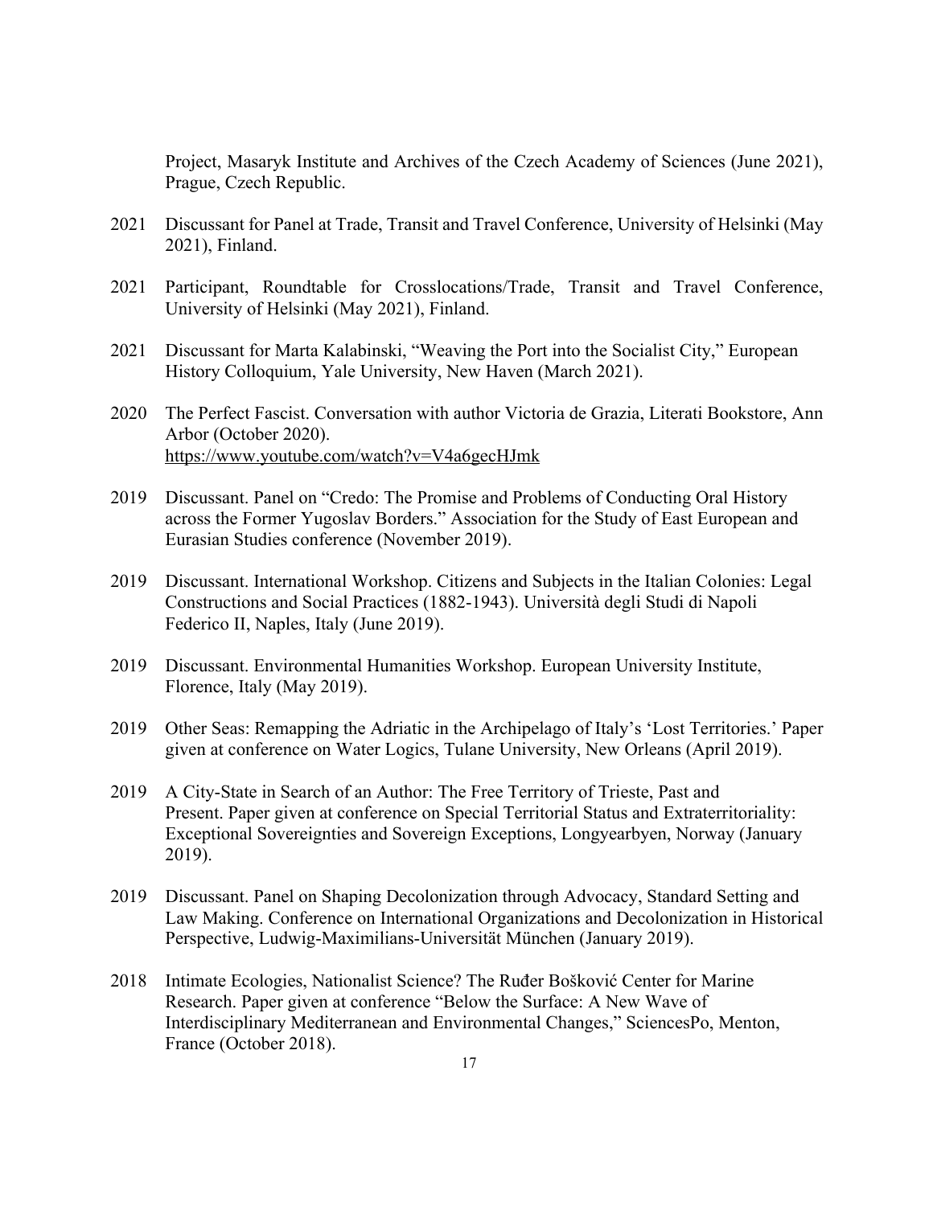Project, Masaryk Institute and Archives of the Czech Academy of Sciences (June 2021), Prague, Czech Republic.

2021 Discussant for Panel at Trade, Transit and Travel Conference, University of Helsinki (May 2021), Finland.

2021 Participant, Roundtable for Crosslocations/Trade, Transit and Travel Conference, University of Helsinki (May 2021), Finland.

2021 Discussant for Marta Kalabinski, "Weaving the Port into the Socialist City," European History Colloquium, Yale University, New Haven (March 2021).

2020 The Perfect Fascist. Conversation with author Victoria de Grazia, Literati Bookstore, Ann Arbor (October 2020).
https://www.youtube.com/watch?v=V4a6gecHJmk

2019 Discussant. Panel on "Credo: The Promise and Problems of Conducting Oral History across the Former Yugoslav Borders." Association for the Study of East European and Eurasian Studies conference (November 2019).

2019 Discussant. International Workshop. Citizens and Subjects in the Italian Colonies: Legal Constructions and Social Practices (1882-1943). Università degli Studi di Napoli Federico II, Naples, Italy (June 2019).

2019 Discussant. Environmental Humanities Workshop. European University Institute, Florence, Italy (May 2019).

2019 Other Seas: Remapping the Adriatic in the Archipelago of Italy's 'Lost Territories.' Paper given at conference on Water Logics, Tulane University, New Orleans (April 2019).

2019 A City-State in Search of an Author: The Free Territory of Trieste, Past and Present. Paper given at conference on Special Territorial Status and Extraterritoriality: Exceptional Sovereignties and Sovereign Exceptions, Longyearbyen, Norway (January 2019).

2019 Discussant. Panel on Shaping Decolonization through Advocacy, Standard Setting and Law Making. Conference on International Organizations and Decolonization in Historical Perspective, Ludwig-Maximilians-Universität München (January 2019).

2018 Intimate Ecologies, Nationalist Science? The Ruđer Bošković Center for Marine Research. Paper given at conference "Below the Surface: A New Wave of Interdisciplinary Mediterranean and Environmental Changes," SciencesPo, Menton, France (October 2018).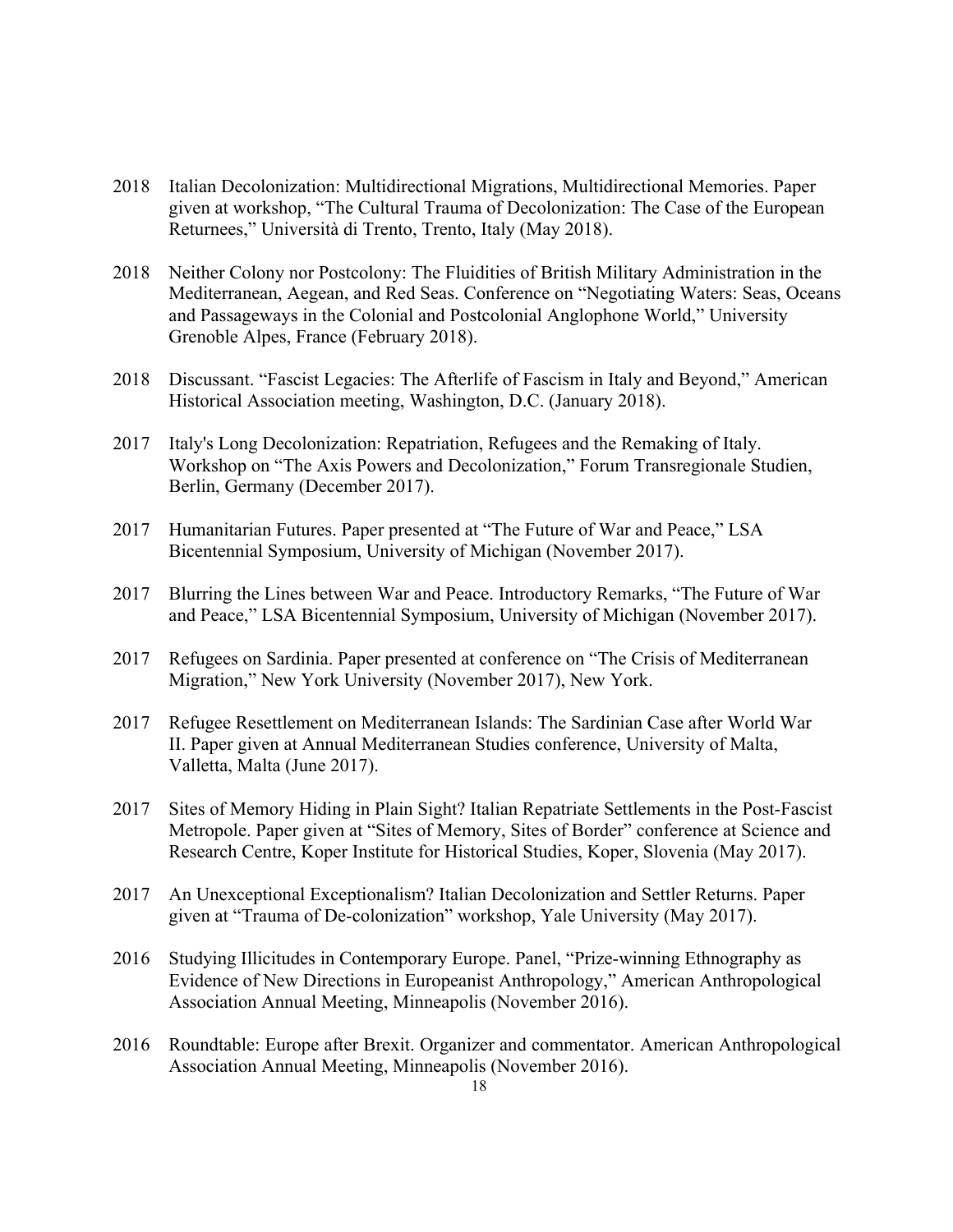2018 Italian Decolonization: Multidirectional Migrations, Multidirectional Memories. Paper given at workshop, "The Cultural Trauma of Decolonization: The Case of the European Returnees," Università di Trento, Trento, Italy (May 2018).

2018 Neither Colony nor Postcolony: The Fluidities of British Military Administration in the Mediterranean, Aegean, and Red Seas. Conference on "Negotiating Waters: Seas, Oceans and Passageways in the Colonial and Postcolonial Anglophone World," University Grenoble Alpes, France (February 2018).

2018 Discussant. "Fascist Legacies: The Afterlife of Fascism in Italy and Beyond," American Historical Association meeting, Washington, D.C. (January 2018).

2017 Italy's Long Decolonization: Repatriation, Refugees and the Remaking of Italy. Workshop on "The Axis Powers and Decolonization," Forum Transregionale Studien, Berlin, Germany (December 2017).

2017 Humanitarian Futures. Paper presented at "The Future of War and Peace," LSA Bicentennial Symposium, University of Michigan (November 2017).

2017 Blurring the Lines between War and Peace. Introductory Remarks, "The Future of War and Peace," LSA Bicentennial Symposium, University of Michigan (November 2017).

2017 Refugees on Sardinia. Paper presented at conference on "The Crisis of Mediterranean Migration," New York University (November 2017), New York.

2017 Refugee Resettlement on Mediterranean Islands: The Sardinian Case after World War II. Paper given at Annual Mediterranean Studies conference, University of Malta, Valletta, Malta (June 2017).

2017 Sites of Memory Hiding in Plain Sight? Italian Repatriate Settlements in the Post-Fascist Metropole. Paper given at "Sites of Memory, Sites of Border" conference at Science and Research Centre, Koper Institute for Historical Studies, Koper, Slovenia (May 2017).

2017 An Unexceptional Exceptionalism? Italian Decolonization and Settler Returns. Paper given at "Trauma of De-colonization" workshop, Yale University (May 2017).

2016 Studying Illicitudes in Contemporary Europe. Panel, "Prize-winning Ethnography as Evidence of New Directions in Europeanist Anthropology," American Anthropological Association Annual Meeting, Minneapolis (November 2016).

2016 Roundtable: Europe after Brexit. Organizer and commentator. American Anthropological Association Annual Meeting, Minneapolis (November 2016).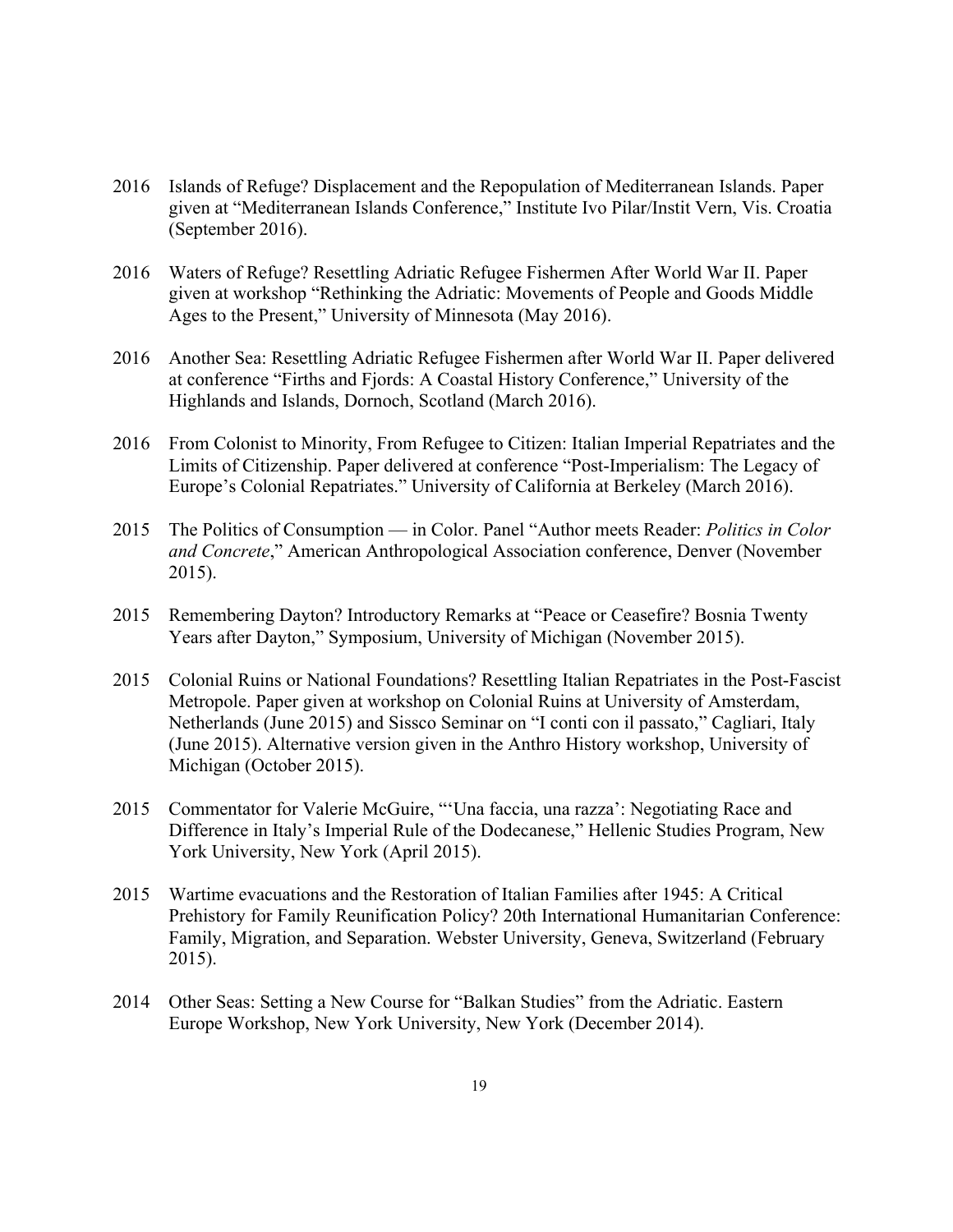2016 Islands of Refuge? Displacement and the Repopulation of Mediterranean Islands. Paper given at "Mediterranean Islands Conference," Institute Ivo Pilar/Instit Vern, Vis. Croatia (September 2016).

2016 Waters of Refuge? Resettling Adriatic Refugee Fishermen After World War II. Paper given at workshop "Rethinking the Adriatic: Movements of People and Goods Middle Ages to the Present," University of Minnesota (May 2016).

2016 Another Sea: Resettling Adriatic Refugee Fishermen after World War II. Paper delivered at conference "Firths and Fjords: A Coastal History Conference," University of the Highlands and Islands, Dornoch, Scotland (March 2016).

2016 From Colonist to Minority, From Refugee to Citizen: Italian Imperial Repatriates and the Limits of Citizenship. Paper delivered at conference "Post-Imperialism: The Legacy of Europe's Colonial Repatriates." University of California at Berkeley (March 2016).

2015 The Politics of Consumption — in Color. Panel "Author meets Reader: *Politics in Color and Concrete*," American Anthropological Association conference, Denver (November 2015).

2015 Remembering Dayton? Introductory Remarks at "Peace or Ceasefire? Bosnia Twenty Years after Dayton," Symposium, University of Michigan (November 2015).

2015 Colonial Ruins or National Foundations? Resettling Italian Repatriates in the Post-Fascist Metropole. Paper given at workshop on Colonial Ruins at University of Amsterdam, Netherlands (June 2015) and Sissco Seminar on "I conti con il passato," Cagliari, Italy (June 2015). Alternative version given in the Anthro History workshop, University of Michigan (October 2015).

2015 Commentator for Valerie McGuire, "'Una faccia, una razza': Negotiating Race and Difference in Italy's Imperial Rule of the Dodecanese," Hellenic Studies Program, New York University, New York (April 2015).

2015 Wartime evacuations and the Restoration of Italian Families after 1945: A Critical Prehistory for Family Reunification Policy? 20th International Humanitarian Conference: Family, Migration, and Separation. Webster University, Geneva, Switzerland (February 2015).

2014 Other Seas: Setting a New Course for "Balkan Studies" from the Adriatic. Eastern Europe Workshop, New York University, New York (December 2014).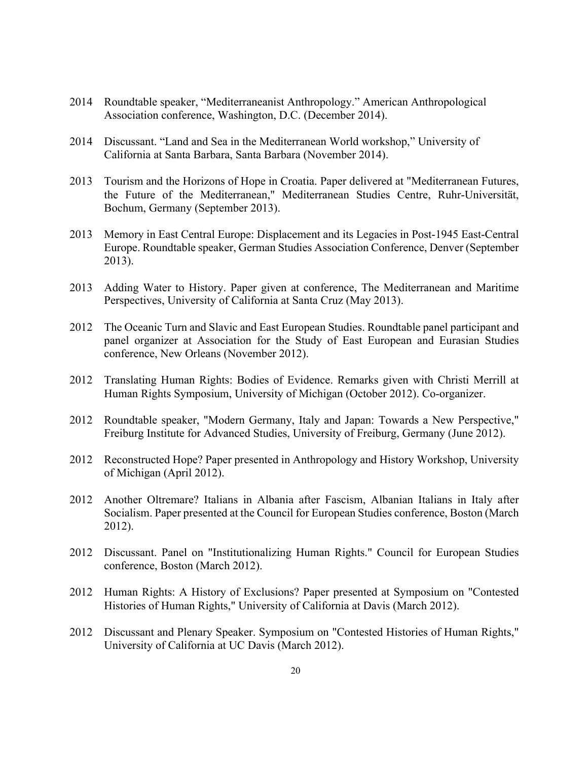2014 Roundtable speaker, "Mediterraneanist Anthropology." American Anthropological Association conference, Washington, D.C. (December 2014).

2014 Discussant. "Land and Sea in the Mediterranean World workshop," University of California at Santa Barbara, Santa Barbara (November 2014).

2013 Tourism and the Horizons of Hope in Croatia. Paper delivered at "Mediterranean Futures, the Future of the Mediterranean," Mediterranean Studies Centre, Ruhr-Universität, Bochum, Germany (September 2013).

2013 Memory in East Central Europe: Displacement and its Legacies in Post-1945 East-Central Europe. Roundtable speaker, German Studies Association Conference, Denver (September 2013).

2013 Adding Water to History. Paper given at conference, The Mediterranean and Maritime Perspectives, University of California at Santa Cruz (May 2013).

2012 The Oceanic Turn and Slavic and East European Studies. Roundtable panel participant and panel organizer at Association for the Study of East European and Eurasian Studies conference, New Orleans (November 2012).

2012 Translating Human Rights: Bodies of Evidence. Remarks given with Christi Merrill at Human Rights Symposium, University of Michigan (October 2012). Co-organizer.

2012 Roundtable speaker, "Modern Germany, Italy and Japan: Towards a New Perspective," Freiburg Institute for Advanced Studies, University of Freiburg, Germany (June 2012).

2012 Reconstructed Hope? Paper presented in Anthropology and History Workshop, University of Michigan (April 2012).

2012 Another Oltremare? Italians in Albania after Fascism, Albanian Italians in Italy after Socialism. Paper presented at the Council for European Studies conference, Boston (March 2012).

2012 Discussant. Panel on "Institutionalizing Human Rights." Council for European Studies conference, Boston (March 2012).

2012 Human Rights: A History of Exclusions? Paper presented at Symposium on "Contested Histories of Human Rights," University of California at Davis (March 2012).

2012 Discussant and Plenary Speaker. Symposium on "Contested Histories of Human Rights," University of California at UC Davis (March 2012).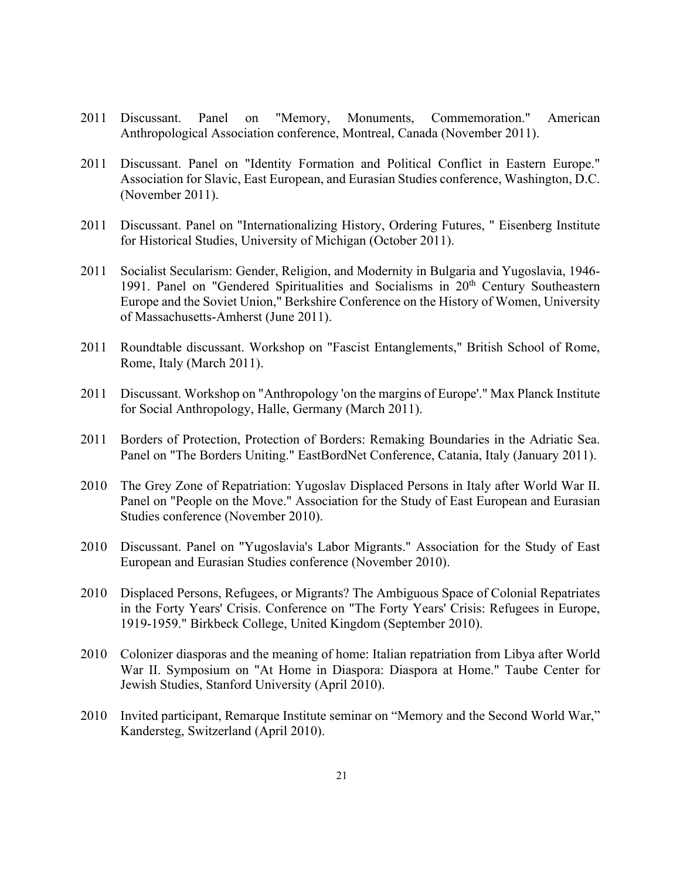2011 Discussant. Panel on "Memory, Monuments, Commemoration." American Anthropological Association conference, Montreal, Canada (November 2011).

2011 Discussant. Panel on "Identity Formation and Political Conflict in Eastern Europe." Association for Slavic, East European, and Eurasian Studies conference, Washington, D.C. (November 2011).

2011 Discussant. Panel on "Internationalizing History, Ordering Futures, " Eisenberg Institute for Historical Studies, University of Michigan (October 2011).

2011 Socialist Secularism: Gender, Religion, and Modernity in Bulgaria and Yugoslavia, 1946-1991. Panel on "Gendered Spiritualities and Socialisms in 20th Century Southeastern Europe and the Soviet Union," Berkshire Conference on the History of Women, University of Massachusetts-Amherst (June 2011).

2011 Roundtable discussant. Workshop on "Fascist Entanglements," British School of Rome, Rome, Italy (March 2011).

2011 Discussant. Workshop on "Anthropology 'on the margins of Europe'." Max Planck Institute for Social Anthropology, Halle, Germany (March 2011).

2011 Borders of Protection, Protection of Borders: Remaking Boundaries in the Adriatic Sea. Panel on "The Borders Uniting." EastBordNet Conference, Catania, Italy (January 2011).

2010 The Grey Zone of Repatriation: Yugoslav Displaced Persons in Italy after World War II. Panel on "People on the Move." Association for the Study of East European and Eurasian Studies conference (November 2010).

2010 Discussant. Panel on "Yugoslavia's Labor Migrants." Association for the Study of East European and Eurasian Studies conference (November 2010).

2010 Displaced Persons, Refugees, or Migrants? The Ambiguous Space of Colonial Repatriates in the Forty Years' Crisis. Conference on "The Forty Years' Crisis: Refugees in Europe, 1919-1959." Birkbeck College, United Kingdom (September 2010).

2010 Colonizer diasporas and the meaning of home: Italian repatriation from Libya after World War II. Symposium on "At Home in Diaspora: Diaspora at Home." Taube Center for Jewish Studies, Stanford University (April 2010).

2010 Invited participant, Remarque Institute seminar on "Memory and the Second World War," Kandersteg, Switzerland (April 2010).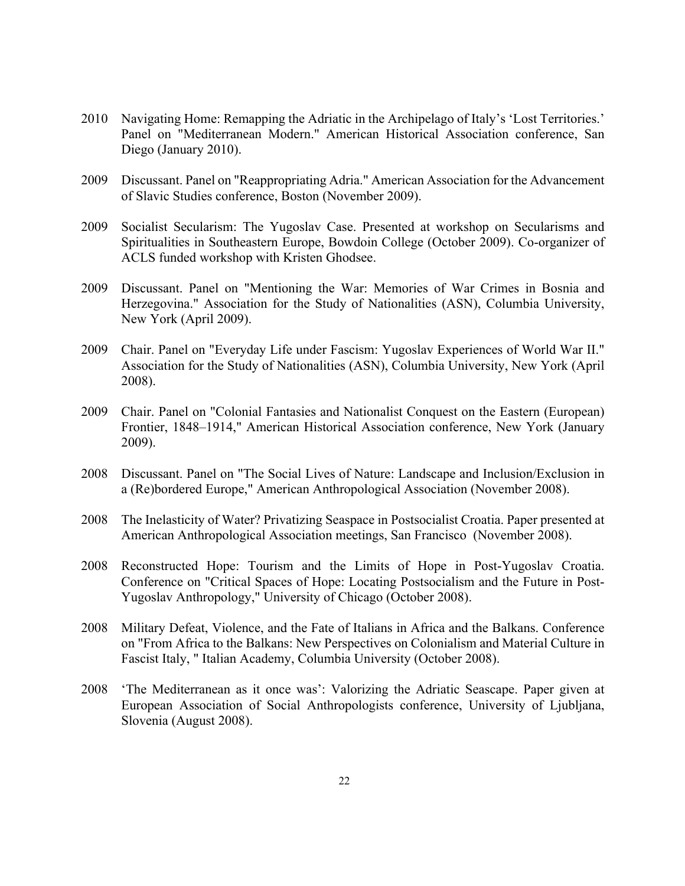2010 Navigating Home: Remapping the Adriatic in the Archipelago of Italy's 'Lost Territories.' Panel on "Mediterranean Modern." American Historical Association conference, San Diego (January 2010).

2009 Discussant. Panel on "Reappropriating Adria." American Association for the Advancement of Slavic Studies conference, Boston (November 2009).

2009 Socialist Secularism: The Yugoslav Case. Presented at workshop on Secularisms and Spiritualities in Southeastern Europe, Bowdoin College (October 2009). Co-organizer of ACLS funded workshop with Kristen Ghodsee.

2009 Discussant. Panel on "Mentioning the War: Memories of War Crimes in Bosnia and Herzegovina." Association for the Study of Nationalities (ASN), Columbia University, New York (April 2009).

2009 Chair. Panel on "Everyday Life under Fascism: Yugoslav Experiences of World War II." Association for the Study of Nationalities (ASN), Columbia University, New York (April 2008).

2009 Chair. Panel on "Colonial Fantasies and Nationalist Conquest on the Eastern (European) Frontier, 1848–1914," American Historical Association conference, New York (January 2009).

2008 Discussant. Panel on "The Social Lives of Nature: Landscape and Inclusion/Exclusion in a (Re)bordered Europe," American Anthropological Association (November 2008).

2008 The Inelasticity of Water? Privatizing Seaspace in Postsocialist Croatia. Paper presented at American Anthropological Association meetings, San Francisco (November 2008).

2008 Reconstructed Hope: Tourism and the Limits of Hope in Post-Yugoslav Croatia. Conference on "Critical Spaces of Hope: Locating Postsocialism and the Future in Post-Yugoslav Anthropology," University of Chicago (October 2008).

2008 Military Defeat, Violence, and the Fate of Italians in Africa and the Balkans. Conference on "From Africa to the Balkans: New Perspectives on Colonialism and Material Culture in Fascist Italy, " Italian Academy, Columbia University (October 2008).

2008 'The Mediterranean as it once was': Valorizing the Adriatic Seascape. Paper given at European Association of Social Anthropologists conference, University of Ljubljana, Slovenia (August 2008).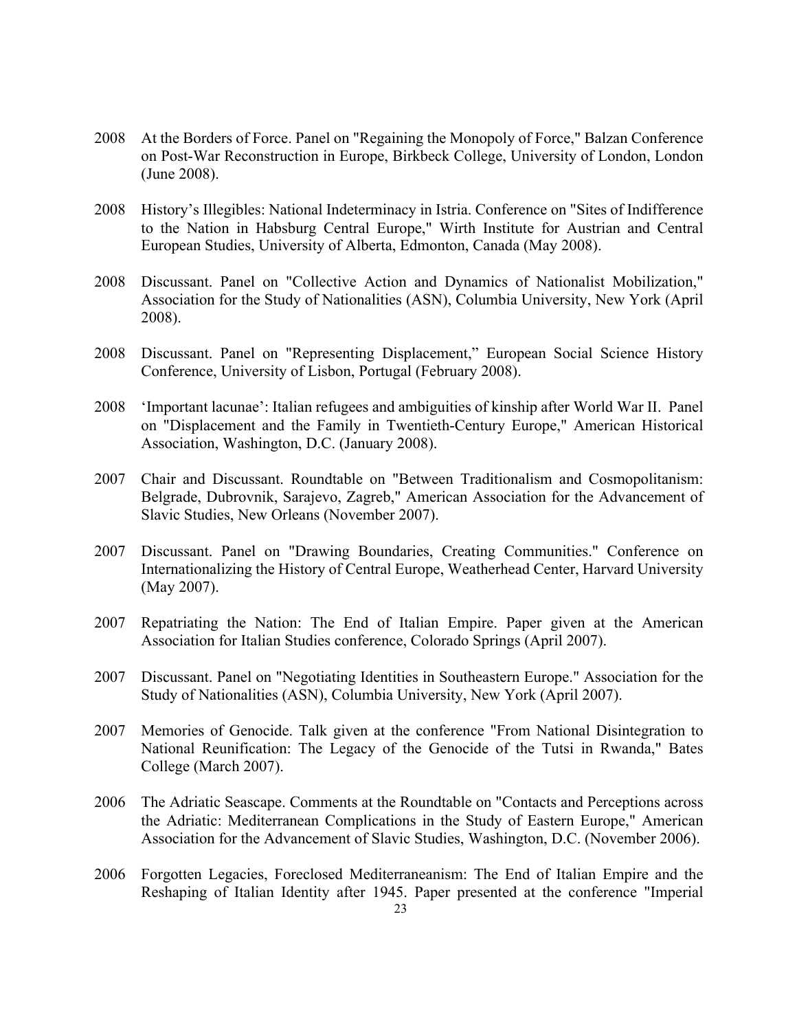2008 At the Borders of Force. Panel on "Regaining the Monopoly of Force," Balzan Conference on Post-War Reconstruction in Europe, Birkbeck College, University of London, London (June 2008).

2008 History's Illegibles: National Indeterminacy in Istria. Conference on "Sites of Indifference to the Nation in Habsburg Central Europe," Wirth Institute for Austrian and Central European Studies, University of Alberta, Edmonton, Canada (May 2008).

2008 Discussant. Panel on "Collective Action and Dynamics of Nationalist Mobilization," Association for the Study of Nationalities (ASN), Columbia University, New York (April 2008).

2008 Discussant. Panel on "Representing Displacement," European Social Science History Conference, University of Lisbon, Portugal (February 2008).

2008 'Important lacunae': Italian refugees and ambiguities of kinship after World War II. Panel on "Displacement and the Family in Twentieth-Century Europe," American Historical Association, Washington, D.C. (January 2008).

2007 Chair and Discussant. Roundtable on "Between Traditionalism and Cosmopolitanism: Belgrade, Dubrovnik, Sarajevo, Zagreb," American Association for the Advancement of Slavic Studies, New Orleans (November 2007).

2007 Discussant. Panel on "Drawing Boundaries, Creating Communities." Conference on Internationalizing the History of Central Europe, Weatherhead Center, Harvard University (May 2007).

2007 Repatriating the Nation: The End of Italian Empire. Paper given at the American Association for Italian Studies conference, Colorado Springs (April 2007).

2007 Discussant. Panel on "Negotiating Identities in Southeastern Europe." Association for the Study of Nationalities (ASN), Columbia University, New York (April 2007).

2007 Memories of Genocide. Talk given at the conference "From National Disintegration to National Reunification: The Legacy of the Genocide of the Tutsi in Rwanda," Bates College (March 2007).

2006 The Adriatic Seascape. Comments at the Roundtable on "Contacts and Perceptions across the Adriatic: Mediterranean Complications in the Study of Eastern Europe," American Association for the Advancement of Slavic Studies, Washington, D.C. (November 2006).

2006 Forgotten Legacies, Foreclosed Mediterraneanism: The End of Italian Empire and the Reshaping of Italian Identity after 1945. Paper presented at the conference "Imperial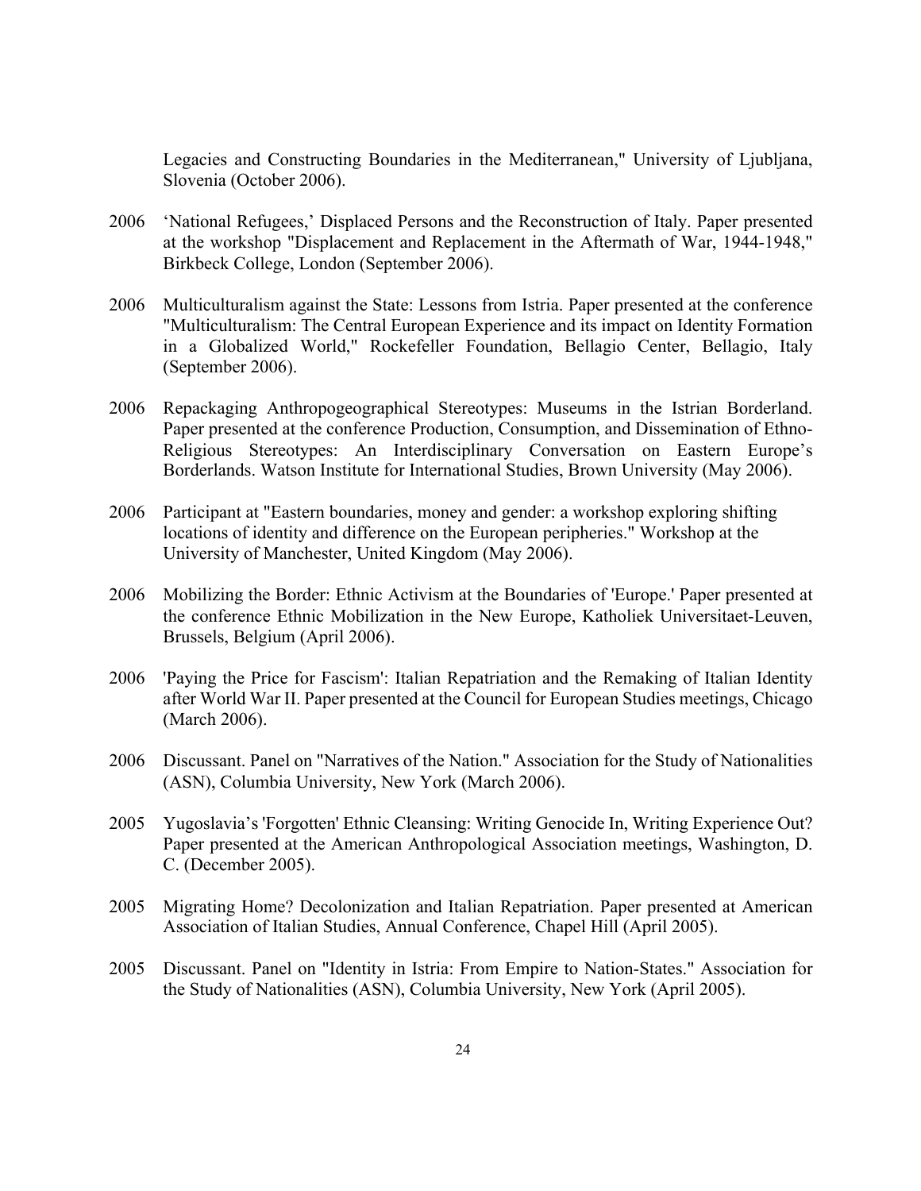Legacies and Constructing Boundaries in the Mediterranean," University of Ljubljana, Slovenia (October 2006).

2006 'National Refugees,' Displaced Persons and the Reconstruction of Italy. Paper presented at the workshop "Displacement and Replacement in the Aftermath of War, 1944-1948," Birkbeck College, London (September 2006).

2006 Multiculturalism against the State: Lessons from Istria. Paper presented at the conference "Multiculturalism: The Central European Experience and its impact on Identity Formation in a Globalized World," Rockefeller Foundation, Bellagio Center, Bellagio, Italy (September 2006).

2006 Repackaging Anthropogeographical Stereotypes: Museums in the Istrian Borderland. Paper presented at the conference Production, Consumption, and Dissemination of Ethno-Religious Stereotypes: An Interdisciplinary Conversation on Eastern Europe's Borderlands. Watson Institute for International Studies, Brown University (May 2006).

2006 Participant at "Eastern boundaries, money and gender: a workshop exploring shifting locations of identity and difference on the European peripheries." Workshop at the University of Manchester, United Kingdom (May 2006).

2006 Mobilizing the Border: Ethnic Activism at the Boundaries of 'Europe.' Paper presented at the conference Ethnic Mobilization in the New Europe, Katholiek Universitaet-Leuven, Brussels, Belgium (April 2006).

2006 'Paying the Price for Fascism': Italian Repatriation and the Remaking of Italian Identity after World War II. Paper presented at the Council for European Studies meetings, Chicago (March 2006).

2006 Discussant. Panel on "Narratives of the Nation." Association for the Study of Nationalities (ASN), Columbia University, New York (March 2006).

2005 Yugoslavia's 'Forgotten' Ethnic Cleansing: Writing Genocide In, Writing Experience Out? Paper presented at the American Anthropological Association meetings, Washington, D. C. (December 2005).

2005 Migrating Home? Decolonization and Italian Repatriation. Paper presented at American Association of Italian Studies, Annual Conference, Chapel Hill (April 2005).

2005 Discussant. Panel on "Identity in Istria: From Empire to Nation-States." Association for the Study of Nationalities (ASN), Columbia University, New York (April 2005).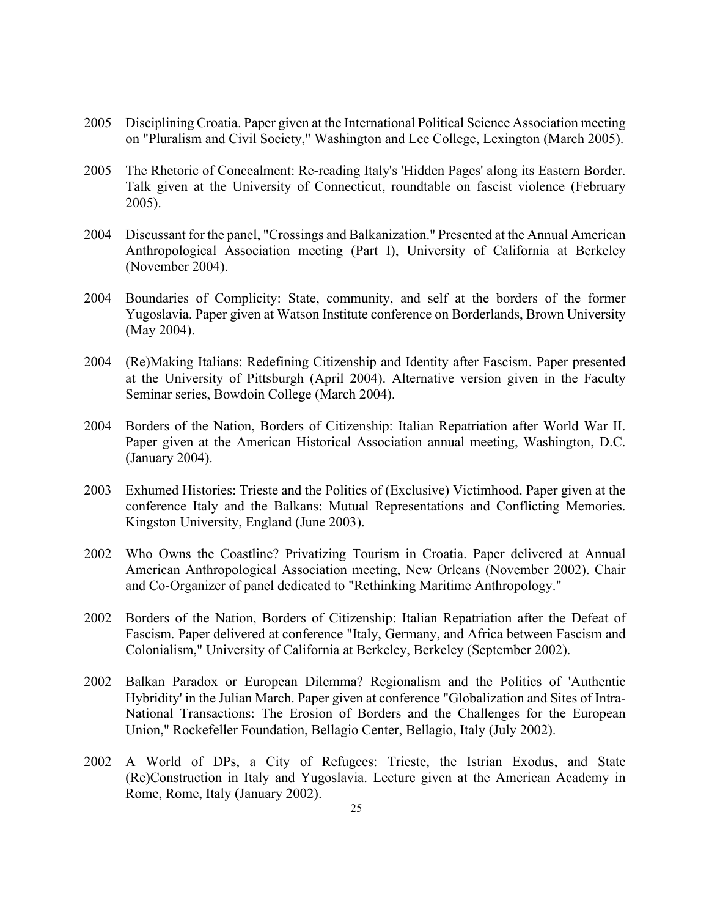2005 Disciplining Croatia. Paper given at the International Political Science Association meeting on "Pluralism and Civil Society," Washington and Lee College, Lexington (March 2005).

2005 The Rhetoric of Concealment: Re-reading Italy's 'Hidden Pages' along its Eastern Border. Talk given at the University of Connecticut, roundtable on fascist violence (February 2005).

2004 Discussant for the panel, "Crossings and Balkanization." Presented at the Annual American Anthropological Association meeting (Part I), University of California at Berkeley (November 2004).

2004 Boundaries of Complicity: State, community, and self at the borders of the former Yugoslavia. Paper given at Watson Institute conference on Borderlands, Brown University (May 2004).

2004 (Re)Making Italians: Redefining Citizenship and Identity after Fascism. Paper presented at the University of Pittsburgh (April 2004). Alternative version given in the Faculty Seminar series, Bowdoin College (March 2004).

2004 Borders of the Nation, Borders of Citizenship: Italian Repatriation after World War II. Paper given at the American Historical Association annual meeting, Washington, D.C. (January 2004).

2003 Exhumed Histories: Trieste and the Politics of (Exclusive) Victimhood. Paper given at the conference Italy and the Balkans: Mutual Representations and Conflicting Memories. Kingston University, England (June 2003).

2002 Who Owns the Coastline? Privatizing Tourism in Croatia. Paper delivered at Annual American Anthropological Association meeting, New Orleans (November 2002). Chair and Co-Organizer of panel dedicated to "Rethinking Maritime Anthropology."

2002 Borders of the Nation, Borders of Citizenship: Italian Repatriation after the Defeat of Fascism. Paper delivered at conference "Italy, Germany, and Africa between Fascism and Colonialism," University of California at Berkeley, Berkeley (September 2002).

2002 Balkan Paradox or European Dilemma? Regionalism and the Politics of 'Authentic Hybridity' in the Julian March. Paper given at conference "Globalization and Sites of Intra-National Transactions: The Erosion of Borders and the Challenges for the European Union," Rockefeller Foundation, Bellagio Center, Bellagio, Italy (July 2002).

2002 A World of DPs, a City of Refugees: Trieste, the Istrian Exodus, and State (Re)Construction in Italy and Yugoslavia. Lecture given at the American Academy in Rome, Rome, Italy (January 2002).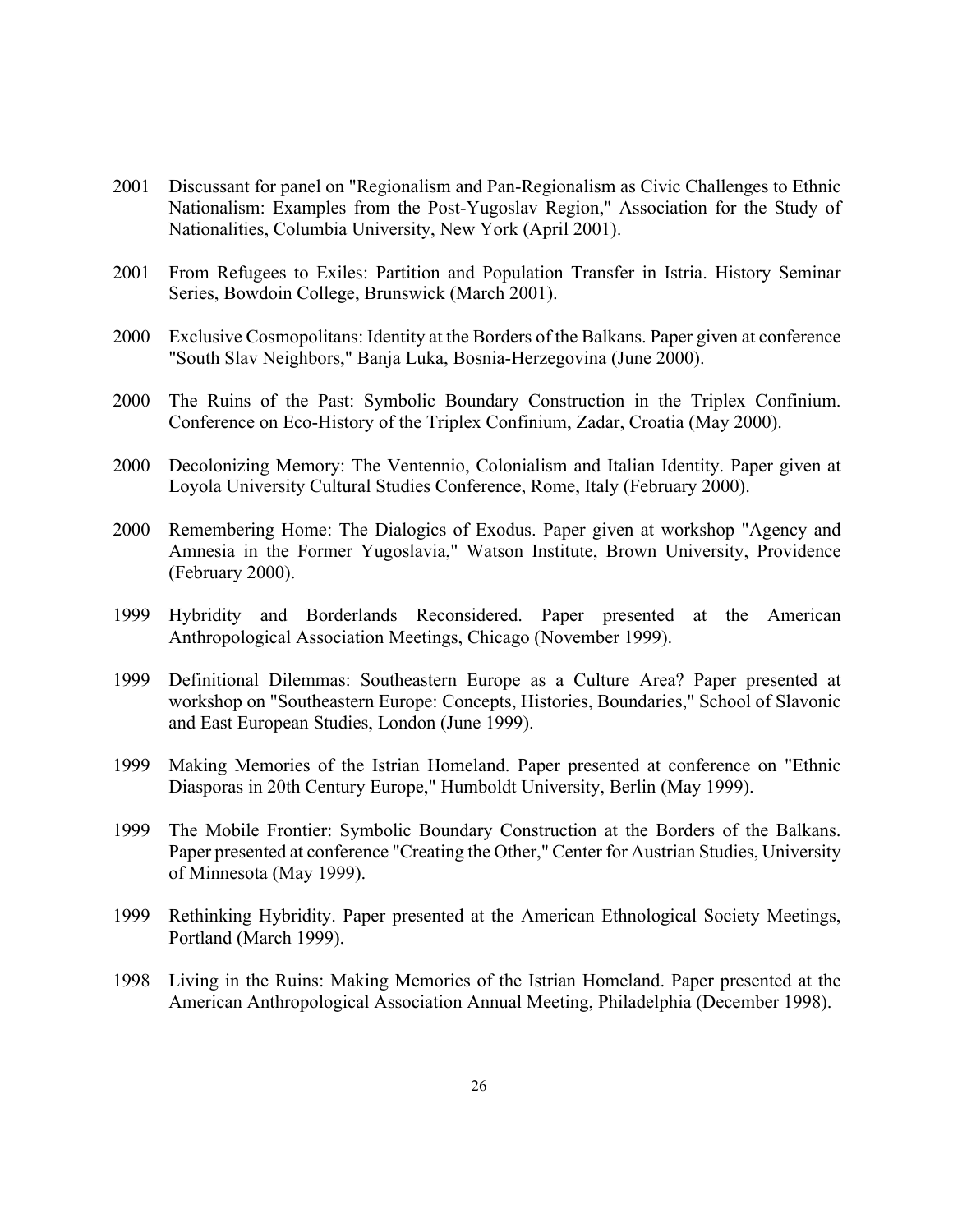2001 Discussant for panel on "Regionalism and Pan-Regionalism as Civic Challenges to Ethnic Nationalism: Examples from the Post-Yugoslav Region," Association for the Study of Nationalities, Columbia University, New York (April 2001).

2001 From Refugees to Exiles: Partition and Population Transfer in Istria. History Seminar Series, Bowdoin College, Brunswick (March 2001).

2000 Exclusive Cosmopolitans: Identity at the Borders of the Balkans. Paper given at conference "South Slav Neighbors," Banja Luka, Bosnia-Herzegovina (June 2000).

2000 The Ruins of the Past: Symbolic Boundary Construction in the Triplex Confinium. Conference on Eco-History of the Triplex Confinium, Zadar, Croatia (May 2000).

2000 Decolonizing Memory: The Ventennio, Colonialism and Italian Identity. Paper given at Loyola University Cultural Studies Conference, Rome, Italy (February 2000).

2000 Remembering Home: The Dialogics of Exodus. Paper given at workshop "Agency and Amnesia in the Former Yugoslavia," Watson Institute, Brown University, Providence (February 2000).

1999 Hybridity and Borderlands Reconsidered. Paper presented at the American Anthropological Association Meetings, Chicago (November 1999).

1999 Definitional Dilemmas: Southeastern Europe as a Culture Area? Paper presented at workshop on "Southeastern Europe: Concepts, Histories, Boundaries," School of Slavonic and East European Studies, London (June 1999).

1999 Making Memories of the Istrian Homeland. Paper presented at conference on "Ethnic Diasporas in 20th Century Europe," Humboldt University, Berlin (May 1999).

1999 The Mobile Frontier: Symbolic Boundary Construction at the Borders of the Balkans. Paper presented at conference "Creating the Other," Center for Austrian Studies, University of Minnesota (May 1999).

1999 Rethinking Hybridity. Paper presented at the American Ethnological Society Meetings, Portland (March 1999).

1998 Living in the Ruins: Making Memories of the Istrian Homeland. Paper presented at the American Anthropological Association Annual Meeting, Philadelphia (December 1998).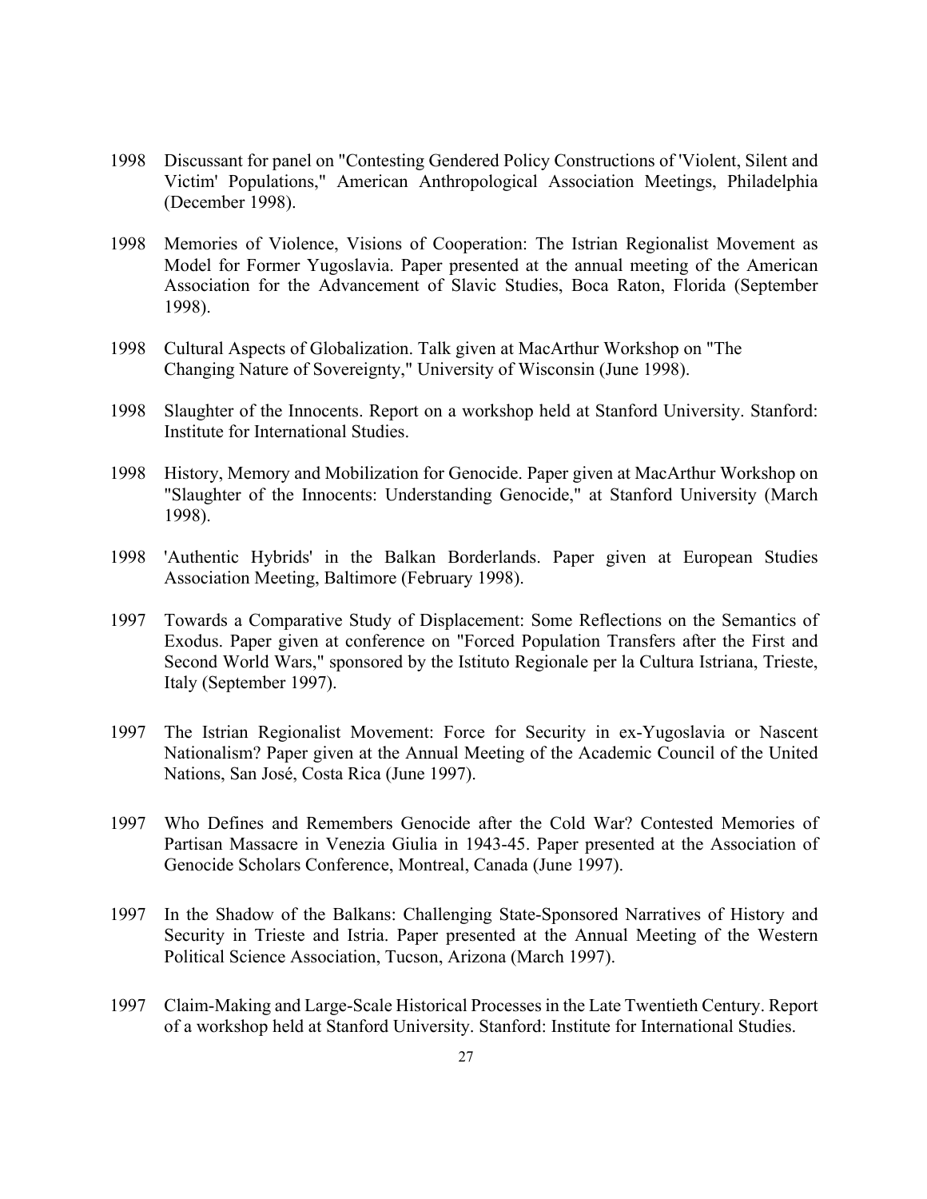1998 Discussant for panel on "Contesting Gendered Policy Constructions of 'Violent, Silent and Victim' Populations," American Anthropological Association Meetings, Philadelphia (December 1998).

1998 Memories of Violence, Visions of Cooperation: The Istrian Regionalist Movement as Model for Former Yugoslavia. Paper presented at the annual meeting of the American Association for the Advancement of Slavic Studies, Boca Raton, Florida (September 1998).

1998 Cultural Aspects of Globalization. Talk given at MacArthur Workshop on "The Changing Nature of Sovereignty," University of Wisconsin (June 1998).

1998 Slaughter of the Innocents. Report on a workshop held at Stanford University. Stanford: Institute for International Studies.

1998 History, Memory and Mobilization for Genocide. Paper given at MacArthur Workshop on "Slaughter of the Innocents: Understanding Genocide," at Stanford University (March 1998).

1998 'Authentic Hybrids' in the Balkan Borderlands. Paper given at European Studies Association Meeting, Baltimore (February 1998).

1997 Towards a Comparative Study of Displacement: Some Reflections on the Semantics of Exodus. Paper given at conference on "Forced Population Transfers after the First and Second World Wars," sponsored by the Istituto Regionale per la Cultura Istriana, Trieste, Italy (September 1997).

1997 The Istrian Regionalist Movement: Force for Security in ex-Yugoslavia or Nascent Nationalism? Paper given at the Annual Meeting of the Academic Council of the United Nations, San José, Costa Rica (June 1997).

1997 Who Defines and Remembers Genocide after the Cold War? Contested Memories of Partisan Massacre in Venezia Giulia in 1943-45. Paper presented at the Association of Genocide Scholars Conference, Montreal, Canada (June 1997).

1997 In the Shadow of the Balkans: Challenging State-Sponsored Narratives of History and Security in Trieste and Istria. Paper presented at the Annual Meeting of the Western Political Science Association, Tucson, Arizona (March 1997).

1997 Claim-Making and Large-Scale Historical Processes in the Late Twentieth Century. Report of a workshop held at Stanford University. Stanford: Institute for International Studies.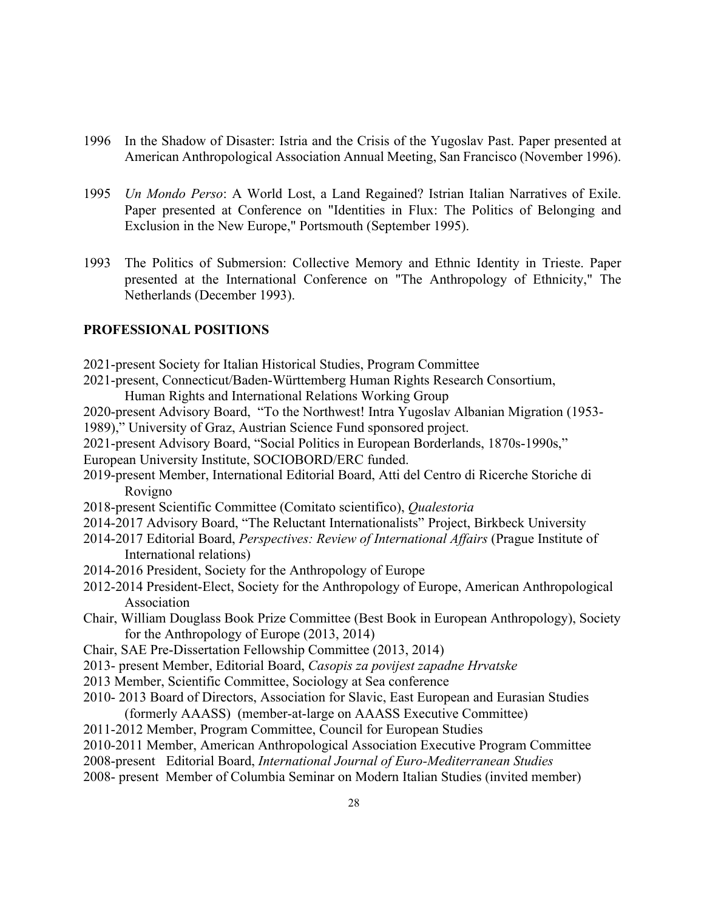1996 In the Shadow of Disaster: Istria and the Crisis of the Yugoslav Past. Paper presented at American Anthropological Association Annual Meeting, San Francisco (November 1996).

1995 *Un Mondo Perso*: A World Lost, a Land Regained? Istrian Italian Narratives of Exile. Paper presented at Conference on "Identities in Flux: The Politics of Belonging and Exclusion in the New Europe," Portsmouth (September 1995).

1993 The Politics of Submersion: Collective Memory and Ethnic Identity in Trieste. Paper presented at the International Conference on "The Anthropology of Ethnicity," The Netherlands (December 1993).

## PROFESSIONAL POSITIONS

2021-present Society for Italian Historical Studies, Program Committee

2021-present, Connecticut/Baden-Württemberg Human Rights Research Consortium, Human Rights and International Relations Working Group

2020-present Advisory Board, "To the Northwest! Intra Yugoslav Albanian Migration (1953-1989)," University of Graz, Austrian Science Fund sponsored project.

2021-present Advisory Board, "Social Politics in European Borderlands, 1870s-1990s," European University Institute, SOCIOBORD/ERC funded.

2019-present Member, International Editorial Board, Atti del Centro di Ricerche Storiche di Rovigno

2018-present Scientific Committee (Comitato scientifico), *Qualestoria*

2014-2017 Advisory Board, "The Reluctant Internationalists" Project, Birkbeck University

2014-2017 Editorial Board, *Perspectives: Review of International Affairs* (Prague Institute of International relations)

2014-2016 President, Society for the Anthropology of Europe

2012-2014 President-Elect, Society for the Anthropology of Europe, American Anthropological Association

Chair, William Douglass Book Prize Committee (Best Book in European Anthropology), Society for the Anthropology of Europe (2013, 2014)

Chair, SAE Pre-Dissertation Fellowship Committee (2013, 2014)

2013- present Member, Editorial Board, *Casopis za povijest zapadne Hrvatske*

2013 Member, Scientific Committee, Sociology at Sea conference

2010- 2013 Board of Directors, Association for Slavic, East European and Eurasian Studies (formerly AAASS) (member-at-large on AAASS Executive Committee)

2011-2012 Member, Program Committee, Council for European Studies

2010-2011 Member, American Anthropological Association Executive Program Committee

2008-present Editorial Board, *International Journal of Euro-Mediterranean Studies*

2008- present Member of Columbia Seminar on Modern Italian Studies (invited member)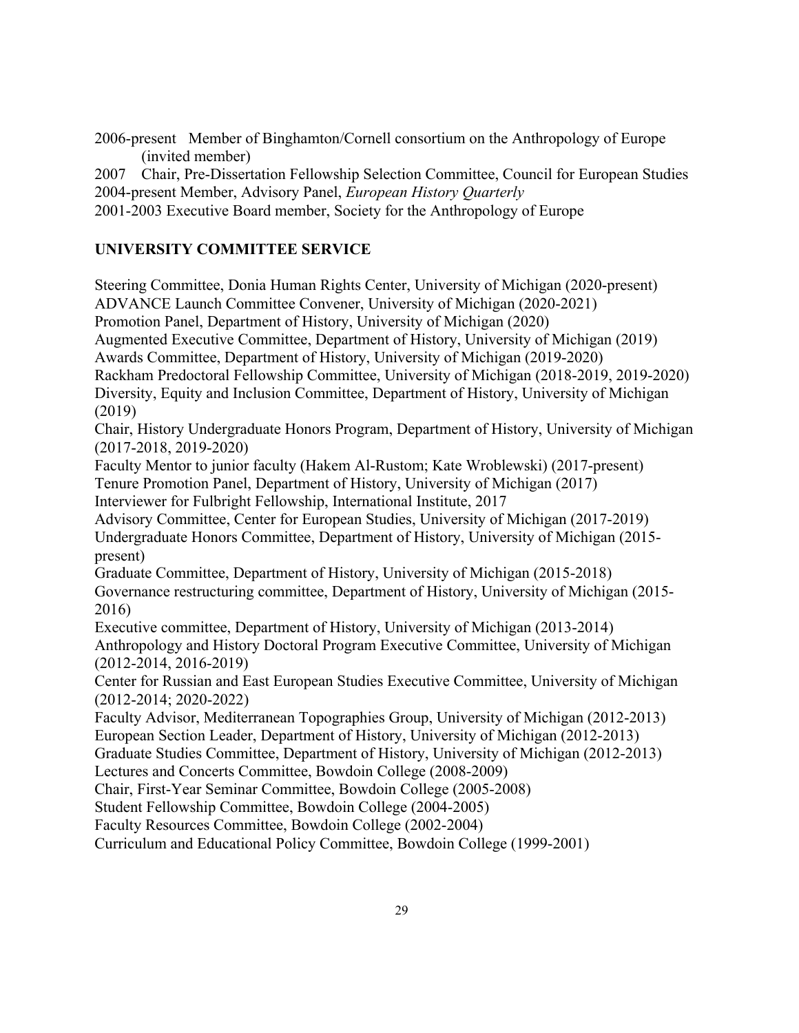2006-present Member of Binghamton/Cornell consortium on the Anthropology of Europe (invited member)

2007 Chair, Pre-Dissertation Fellowship Selection Committee, Council for European Studies

2004-present Member, Advisory Panel, *European History Quarterly*

2001-2003 Executive Board member, Society for the Anthropology of Europe

## UNIVERSITY COMMITTEE SERVICE

Steering Committee, Donia Human Rights Center, University of Michigan (2020-present)

ADVANCE Launch Committee Convener, University of Michigan (2020-2021)

Promotion Panel, Department of History, University of Michigan (2020)

Augmented Executive Committee, Department of History, University of Michigan (2019)

Awards Committee, Department of History, University of Michigan (2019-2020)

Rackham Predoctoral Fellowship Committee, University of Michigan (2018-2019, 2019-2020)

Diversity, Equity and Inclusion Committee, Department of History, University of Michigan (2019)

Chair, History Undergraduate Honors Program, Department of History, University of Michigan (2017-2018, 2019-2020)

Faculty Mentor to junior faculty (Hakem Al-Rustom; Kate Wroblewski) (2017-present)

Tenure Promotion Panel, Department of History, University of Michigan (2017)

Interviewer for Fulbright Fellowship, International Institute, 2017

Advisory Committee, Center for European Studies, University of Michigan (2017-2019)

Undergraduate Honors Committee, Department of History, University of Michigan (2015-present)

Graduate Committee, Department of History, University of Michigan (2015-2018)

Governance restructuring committee, Department of History, University of Michigan (2015-2016)

Executive committee, Department of History, University of Michigan (2013-2014)

Anthropology and History Doctoral Program Executive Committee, University of Michigan (2012-2014, 2016-2019)

Center for Russian and East European Studies Executive Committee, University of Michigan (2012-2014; 2020-2022)

Faculty Advisor, Mediterranean Topographies Group, University of Michigan (2012-2013)

European Section Leader, Department of History, University of Michigan (2012-2013)

Graduate Studies Committee, Department of History, University of Michigan (2012-2013)

Lectures and Concerts Committee, Bowdoin College (2008-2009)

Chair, First-Year Seminar Committee, Bowdoin College (2005-2008)

Student Fellowship Committee, Bowdoin College (2004-2005)

Faculty Resources Committee, Bowdoin College (2002-2004)

Curriculum and Educational Policy Committee, Bowdoin College (1999-2001)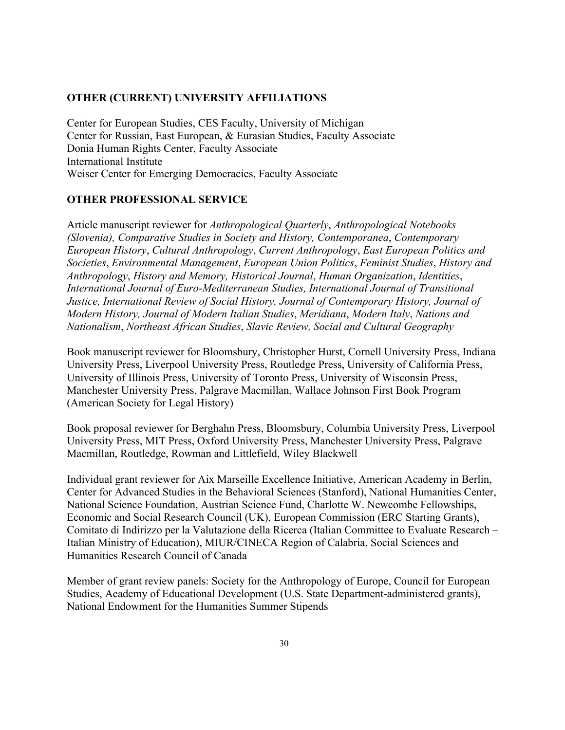## OTHER (CURRENT) UNIVERSITY AFFILIATIONS

Center for European Studies, CES Faculty, University of Michigan
Center for Russian, East European, & Eurasian Studies, Faculty Associate
Donia Human Rights Center, Faculty Associate
International Institute
Weiser Center for Emerging Democracies, Faculty Associate

## OTHER PROFESSIONAL SERVICE

Article manuscript reviewer for *Anthropological Quarterly*, *Anthropological Notebooks (Slovenia), Comparative Studies in Society and History, Contemporanea*, *Contemporary European History*, *Cultural Anthropology*, *Current Anthropology*, *East European Politics and Societies*, *Environmental Management*, *European Union Politics*, *Feminist Studies*, *History and Anthropology*, *History and Memory, Historical Journal*, *Human Organization*, *Identities*, *International Journal of Euro-Mediterranean Studies, International Journal of Transitional Justice, International Review of Social History, Journal of Contemporary History, Journal of Modern History, Journal of Modern Italian Studies*, *Meridiana*, *Modern Italy*, *Nations and Nationalism*, *Northeast African Studies*, *Slavic Review, Social and Cultural Geography*

Book manuscript reviewer for Bloomsbury, Christopher Hurst, Cornell University Press, Indiana University Press, Liverpool University Press, Routledge Press, University of California Press, University of Illinois Press, University of Toronto Press, University of Wisconsin Press, Manchester University Press, Palgrave Macmillan, Wallace Johnson First Book Program (American Society for Legal History)

Book proposal reviewer for Berghahn Press, Bloomsbury, Columbia University Press, Liverpool University Press, MIT Press, Oxford University Press, Manchester University Press, Palgrave Macmillan, Routledge, Rowman and Littlefield, Wiley Blackwell

Individual grant reviewer for Aix Marseille Excellence Initiative, American Academy in Berlin, Center for Advanced Studies in the Behavioral Sciences (Stanford), National Humanities Center, National Science Foundation, Austrian Science Fund, Charlotte W. Newcombe Fellowships, Economic and Social Research Council (UK), European Commission (ERC Starting Grants), Comitato di Indirizzo per la Valutazione della Ricerca (Italian Committee to Evaluate Research – Italian Ministry of Education), MIUR/CINECA Region of Calabria, Social Sciences and Humanities Research Council of Canada

Member of grant review panels: Society for the Anthropology of Europe, Council for European Studies, Academy of Educational Development (U.S. State Department-administered grants), National Endowment for the Humanities Summer Stipends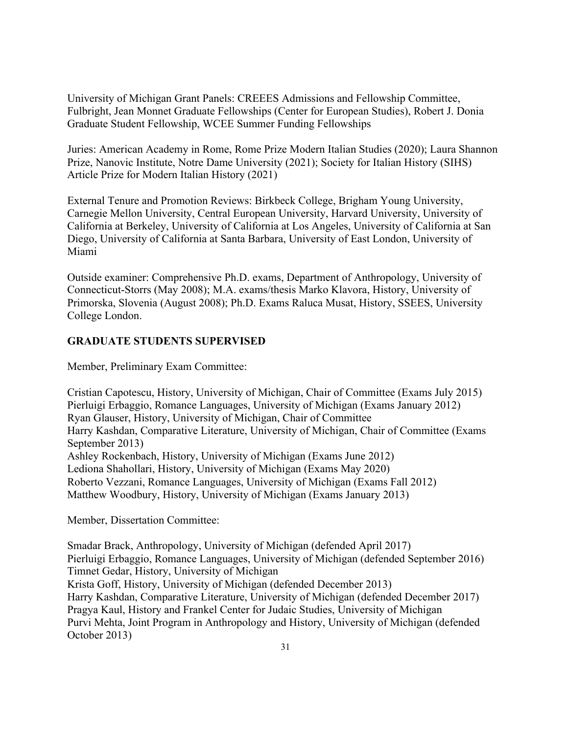University of Michigan Grant Panels: CREEES Admissions and Fellowship Committee, Fulbright, Jean Monnet Graduate Fellowships (Center for European Studies), Robert J. Donia Graduate Student Fellowship, WCEE Summer Funding Fellowships

Juries: American Academy in Rome, Rome Prize Modern Italian Studies (2020); Laura Shannon Prize, Nanovic Institute, Notre Dame University (2021); Society for Italian History (SIHS) Article Prize for Modern Italian History (2021)

External Tenure and Promotion Reviews: Birkbeck College, Brigham Young University, Carnegie Mellon University, Central European University, Harvard University, University of California at Berkeley, University of California at Los Angeles, University of California at San Diego, University of California at Santa Barbara, University of East London, University of Miami

Outside examiner: Comprehensive Ph.D. exams, Department of Anthropology, University of Connecticut-Storrs (May 2008); M.A. exams/thesis Marko Klavora, History, University of Primorska, Slovenia (August 2008); Ph.D. Exams Raluca Musat, History, SSEES, University College London.

## GRADUATE STUDENTS SUPERVISED

Member, Preliminary Exam Committee:

Cristian Capotescu, History, University of Michigan, Chair of Committee (Exams July 2015)
Pierluigi Erbaggio, Romance Languages, University of Michigan (Exams January 2012)
Ryan Glauser, History, University of Michigan, Chair of Committee
Harry Kashdan, Comparative Literature, University of Michigan, Chair of Committee (Exams September 2013)
Ashley Rockenbach, History, University of Michigan (Exams June 2012)
Lediona Shahollari, History, University of Michigan (Exams May 2020)
Roberto Vezzani, Romance Languages, University of Michigan (Exams Fall 2012)
Matthew Woodbury, History, University of Michigan (Exams January 2013)

Member, Dissertation Committee:

Smadar Brack, Anthropology, University of Michigan (defended April 2017)
Pierluigi Erbaggio, Romance Languages, University of Michigan (defended September 2016)
Timnet Gedar, History, University of Michigan
Krista Goff, History, University of Michigan (defended December 2013)
Harry Kashdan, Comparative Literature, University of Michigan (defended December 2017)
Pragya Kaul, History and Frankel Center for Judaic Studies, University of Michigan
Purvi Mehta, Joint Program in Anthropology and History, University of Michigan (defended October 2013)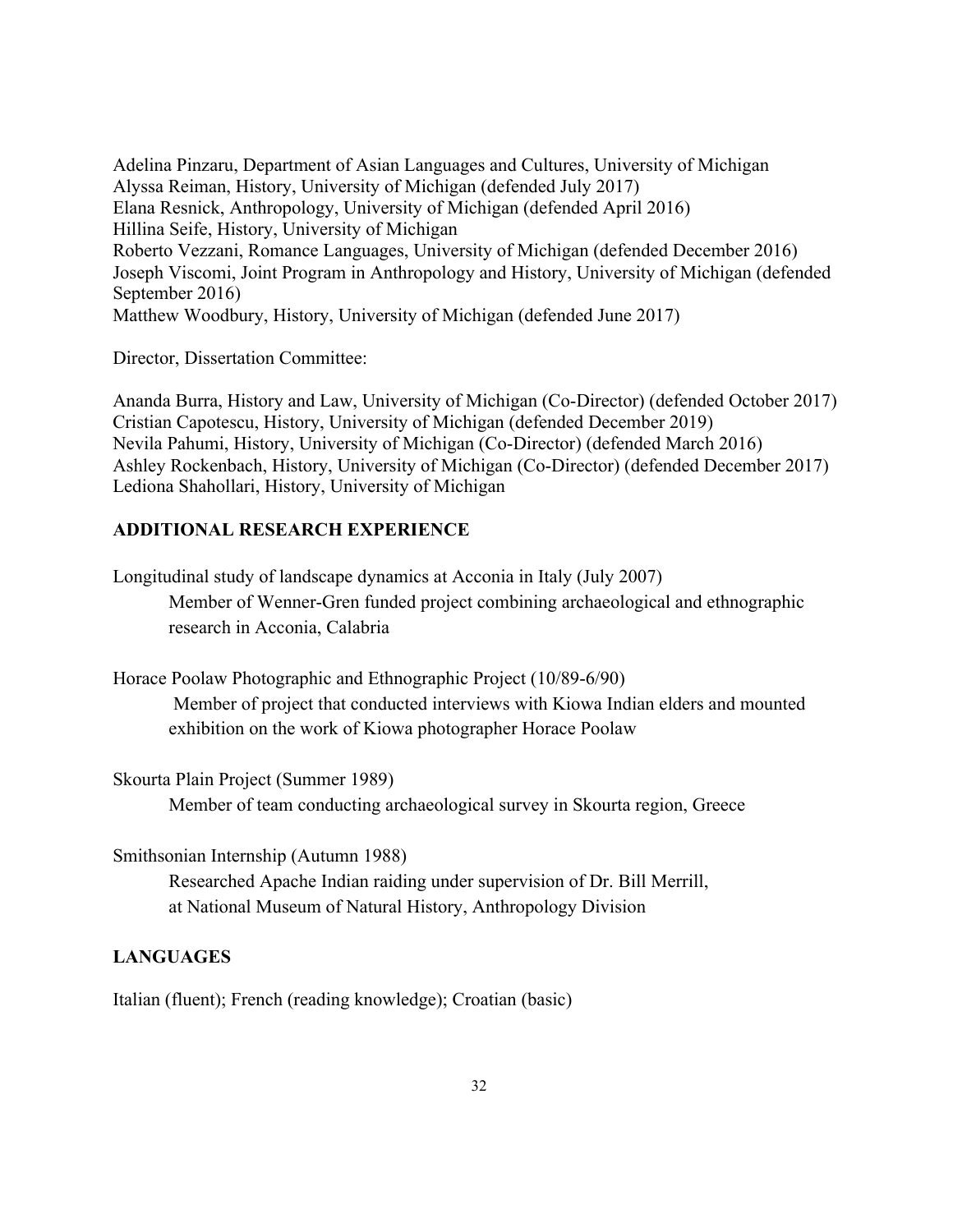Adelina Pinzaru, Department of Asian Languages and Cultures, University of Michigan
Alyssa Reiman, History, University of Michigan (defended July 2017)
Elana Resnick, Anthropology, University of Michigan (defended April 2016)
Hillina Seife, History, University of Michigan
Roberto Vezzani, Romance Languages, University of Michigan (defended December 2016)
Joseph Viscomi, Joint Program in Anthropology and History, University of Michigan (defended September 2016)
Matthew Woodbury, History, University of Michigan (defended June 2017)

Director, Dissertation Committee:

Ananda Burra, History and Law, University of Michigan (Co-Director) (defended October 2017)
Cristian Capotescu, History, University of Michigan (defended December 2019)
Nevila Pahumi, History, University of Michigan (Co-Director) (defended March 2016)
Ashley Rockenbach, History, University of Michigan (Co-Director) (defended December 2017)
Lediona Shahollari, History, University of Michigan

## ADDITIONAL RESEARCH EXPERIENCE

Longitudinal study of landscape dynamics at Acconia in Italy (July 2007)
Member of Wenner-Gren funded project combining archaeological and ethnographic research in Acconia, Calabria

Horace Poolaw Photographic and Ethnographic Project (10/89-6/90)
Member of project that conducted interviews with Kiowa Indian elders and mounted exhibition on the work of Kiowa photographer Horace Poolaw

Skourta Plain Project (Summer 1989)
Member of team conducting archaeological survey in Skourta region, Greece

Smithsonian Internship (Autumn 1988)
Researched Apache Indian raiding under supervision of Dr. Bill Merrill, at National Museum of Natural History, Anthropology Division

## LANGUAGES

Italian (fluent); French (reading knowledge); Croatian (basic)